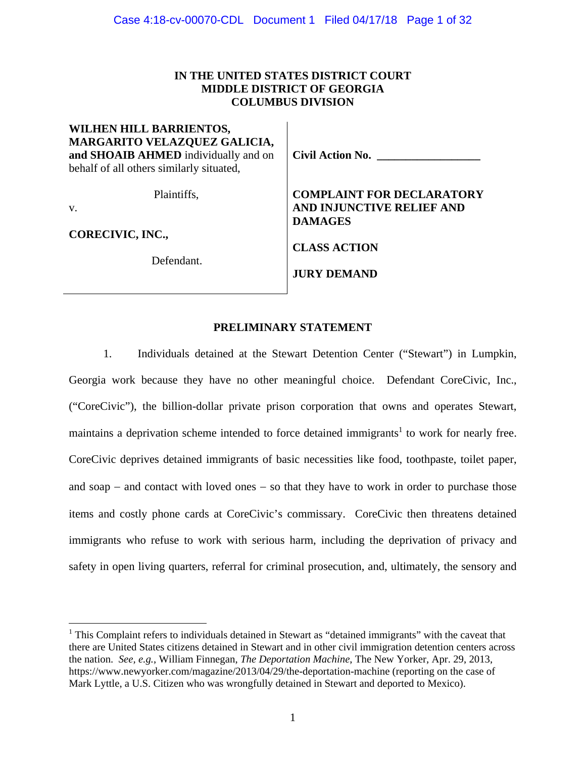**IN THE UNITED STATES DISTRICT COURT**
**MIDDLE DISTRICT OF GEORGIA**
**COLUMBUS DIVISION**

**WILHEN HILL BARRIENTOS, MARGARITO VELAZQUEZ GALICIA, and SHOAIB AHMED** individually and on behalf of all others similarly situated,

Plaintiffs,

v.

**CORECIVIC, INC.,**

Defendant.

**Civil Action No. \_\_\_\_\_\_\_\_\_\_\_\_\_\_\_\_\_\_**

**COMPLAINT FOR DECLARATORY AND INJUNCTIVE RELIEF AND DAMAGES**

**CLASS ACTION**

**JURY DEMAND**

## PRELIMINARY STATEMENT

1. Individuals detained at the Stewart Detention Center ("Stewart") in Lumpkin, Georgia work because they have no other meaningful choice. Defendant CoreCivic, Inc., ("CoreCivic"), the billion-dollar private prison corporation that owns and operates Stewart, maintains a deprivation scheme intended to force detained immigrants[1] to work for nearly free. CoreCivic deprives detained immigrants of basic necessities like food, toothpaste, toilet paper, and soap – and contact with loved ones – so that they have to work in order to purchase those items and costly phone cards at CoreCivic's commissary. CoreCivic then threatens detained immigrants who refuse to work with serious harm, including the deprivation of privacy and safety in open living quarters, referral for criminal prosecution, and, ultimately, the sensory and

---

[1] This Complaint refers to individuals detained in Stewart as "detained immigrants" with the caveat that there are United States citizens detained in Stewart and in other civil immigration detention centers across the nation. *See, e.g.*, William Finnegan, *The Deportation Machine*, The New Yorker, Apr. 29, 2013, https://www.newyorker.com/magazine/2013/04/29/the-deportation-machine (reporting on the case of Mark Lyttle, a U.S. Citizen who was wrongfully detained in Stewart and deported to Mexico).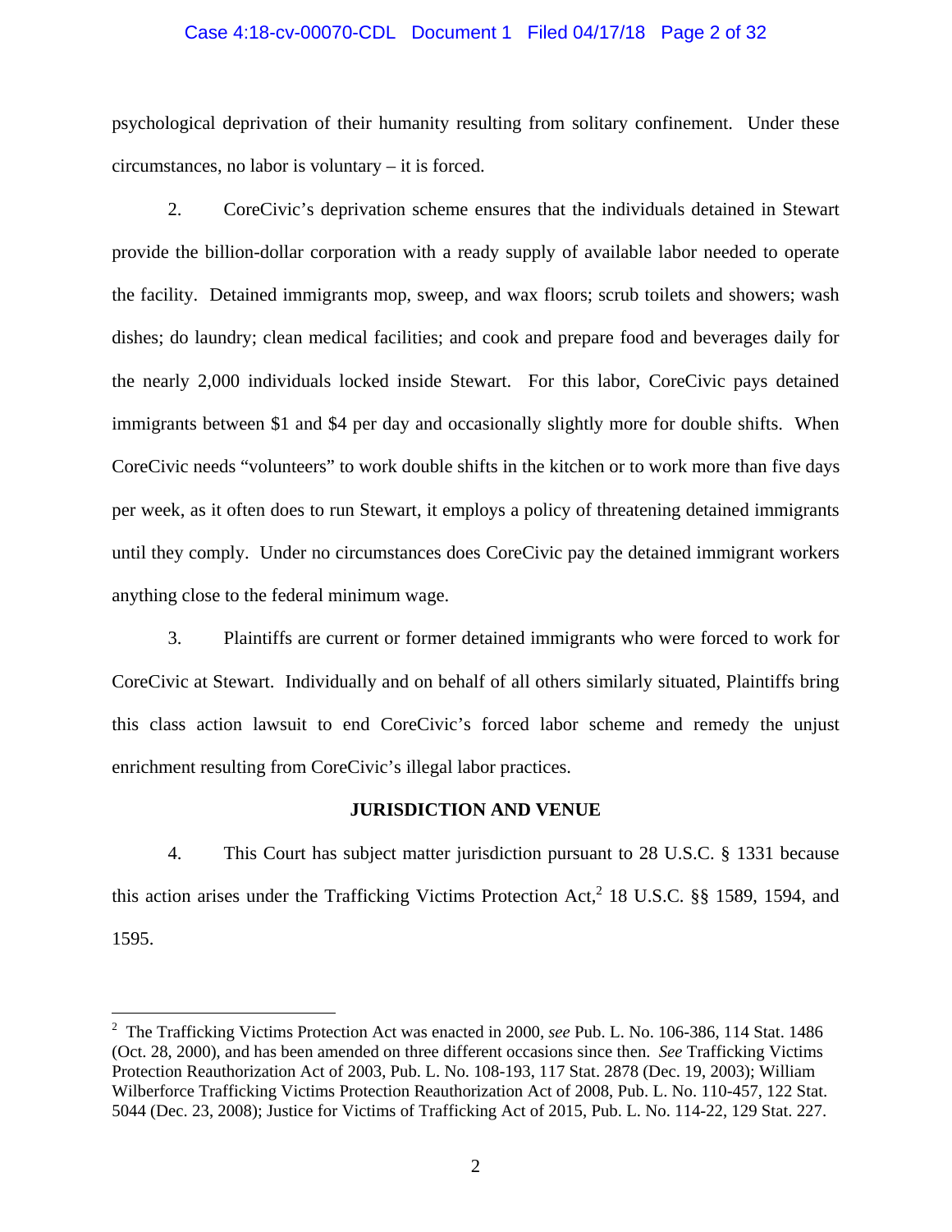psychological deprivation of their humanity resulting from solitary confinement. Under these circumstances, no labor is voluntary – it is forced.

2. CoreCivic's deprivation scheme ensures that the individuals detained in Stewart provide the billion-dollar corporation with a ready supply of available labor needed to operate the facility. Detained immigrants mop, sweep, and wax floors; scrub toilets and showers; wash dishes; do laundry; clean medical facilities; and cook and prepare food and beverages daily for the nearly 2,000 individuals locked inside Stewart. For this labor, CoreCivic pays detained immigrants between $1 and $4 per day and occasionally slightly more for double shifts. When CoreCivic needs "volunteers" to work double shifts in the kitchen or to work more than five days per week, as it often does to run Stewart, it employs a policy of threatening detained immigrants until they comply. Under no circumstances does CoreCivic pay the detained immigrant workers anything close to the federal minimum wage.

3. Plaintiffs are current or former detained immigrants who were forced to work for CoreCivic at Stewart. Individually and on behalf of all others similarly situated, Plaintiffs bring this class action lawsuit to end CoreCivic's forced labor scheme and remedy the unjust enrichment resulting from CoreCivic's illegal labor practices.

## JURISDICTION AND VENUE

4. This Court has subject matter jurisdiction pursuant to 28 U.S.C. § 1331 because this action arises under the Trafficking Victims Protection Act,[2] 18 U.S.C. §§ 1589, 1594, and 1595.

---

[2] The Trafficking Victims Protection Act was enacted in 2000, *see* Pub. L. No. 106-386, 114 Stat. 1486 (Oct. 28, 2000), and has been amended on three different occasions since then. *See* Trafficking Victims Protection Reauthorization Act of 2003, Pub. L. No. 108-193, 117 Stat. 2878 (Dec. 19, 2003); William Wilberforce Trafficking Victims Protection Reauthorization Act of 2008, Pub. L. No. 110-457, 122 Stat. 5044 (Dec. 23, 2008); Justice for Victims of Trafficking Act of 2015, Pub. L. No. 114-22, 129 Stat. 227.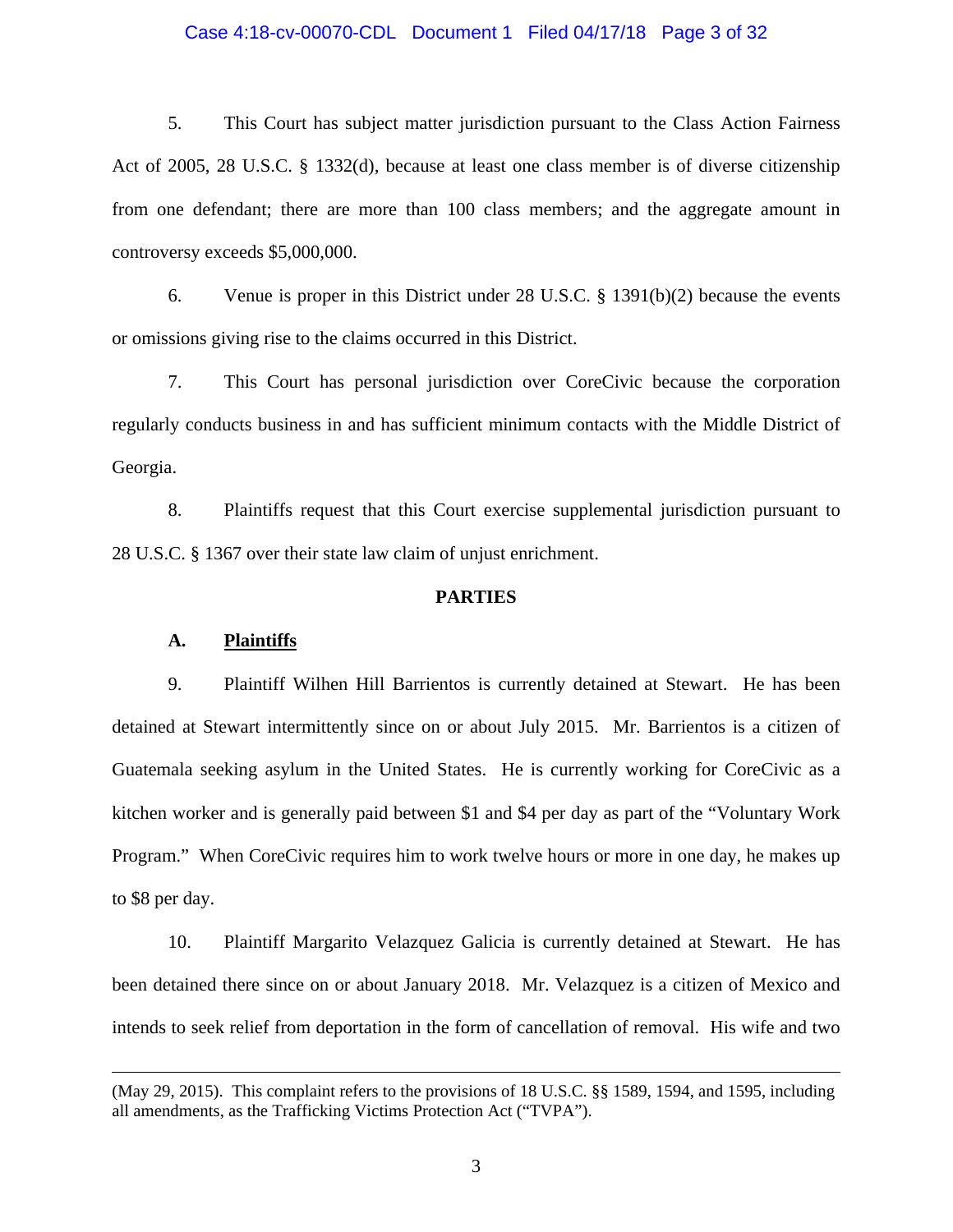5. This Court has subject matter jurisdiction pursuant to the Class Action Fairness Act of 2005, 28 U.S.C. § 1332(d), because at least one class member is of diverse citizenship from one defendant; there are more than 100 class members; and the aggregate amount in controversy exceeds $5,000,000.

6. Venue is proper in this District under 28 U.S.C. § 1391(b)(2) because the events or omissions giving rise to the claims occurred in this District.

7. This Court has personal jurisdiction over CoreCivic because the corporation regularly conducts business in and has sufficient minimum contacts with the Middle District of Georgia.

8. Plaintiffs request that this Court exercise supplemental jurisdiction pursuant to 28 U.S.C. § 1367 over their state law claim of unjust enrichment.

## PARTIES

### A. Plaintiffs

9. Plaintiff Wilhen Hill Barrientos is currently detained at Stewart. He has been detained at Stewart intermittently since on or about July 2015. Mr. Barrientos is a citizen of Guatemala seeking asylum in the United States. He is currently working for CoreCivic as a kitchen worker and is generally paid between $1 and $4 per day as part of the "Voluntary Work Program." When CoreCivic requires him to work twelve hours or more in one day, he makes up to $8 per day.

10. Plaintiff Margarito Velazquez Galicia is currently detained at Stewart. He has been detained there since on or about January 2018. Mr. Velazquez is a citizen of Mexico and intends to seek relief from deportation in the form of cancellation of removal. His wife and two

---

(May 29, 2015). This complaint refers to the provisions of 18 U.S.C. §§ 1589, 1594, and 1595, including all amendments, as the Trafficking Victims Protection Act ("TVPA").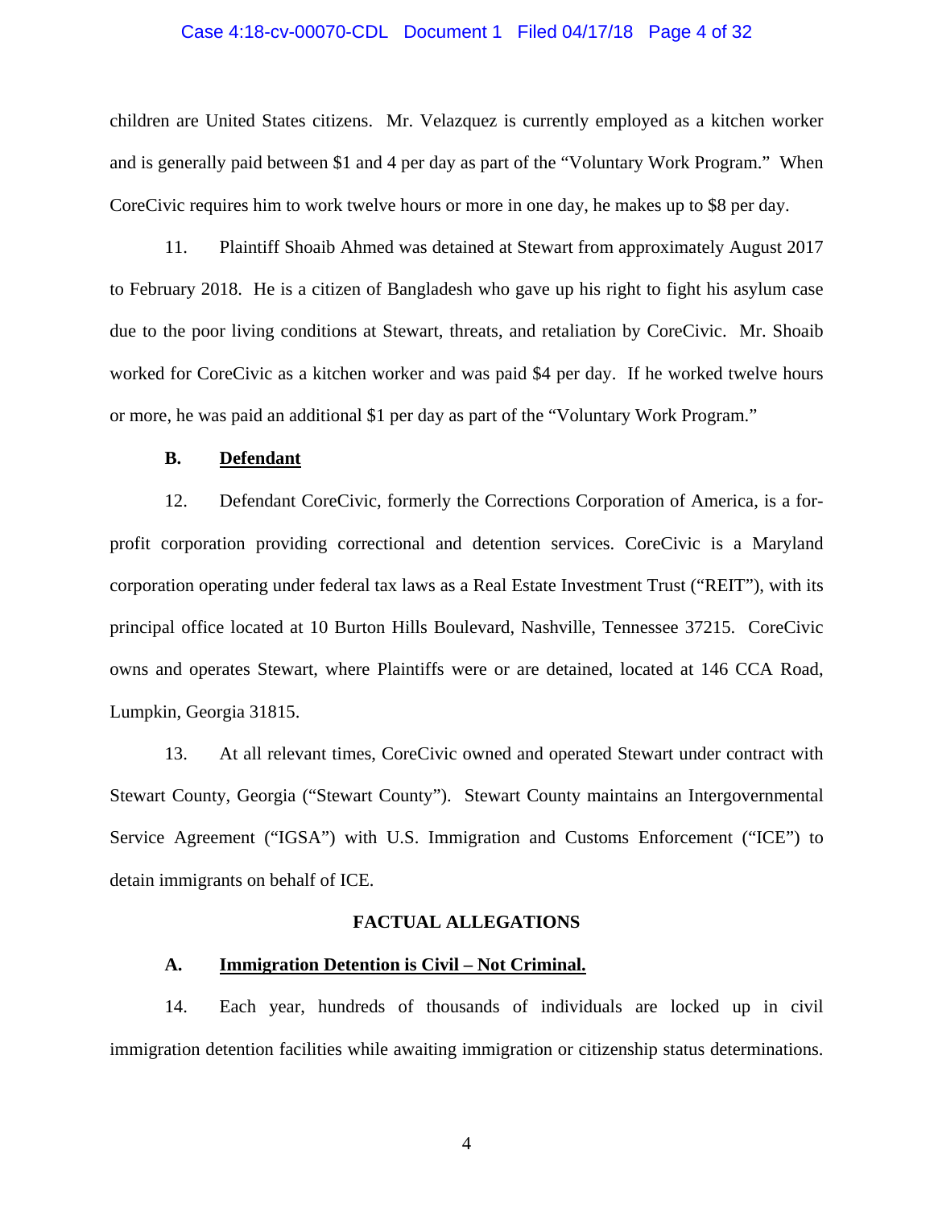children are United States citizens. Mr. Velazquez is currently employed as a kitchen worker and is generally paid between $1 and 4 per day as part of the "Voluntary Work Program." When CoreCivic requires him to work twelve hours or more in one day, he makes up to $8 per day.

11. Plaintiff Shoaib Ahmed was detained at Stewart from approximately August 2017 to February 2018. He is a citizen of Bangladesh who gave up his right to fight his asylum case due to the poor living conditions at Stewart, threats, and retaliation by CoreCivic. Mr. Shoaib worked for CoreCivic as a kitchen worker and was paid $4 per day. If he worked twelve hours or more, he was paid an additional $1 per day as part of the "Voluntary Work Program."

### B. <u>Defendant</u>

12. Defendant CoreCivic, formerly the Corrections Corporation of America, is a for-profit corporation providing correctional and detention services. CoreCivic is a Maryland corporation operating under federal tax laws as a Real Estate Investment Trust ("REIT"), with its principal office located at 10 Burton Hills Boulevard, Nashville, Tennessee 37215. CoreCivic owns and operates Stewart, where Plaintiffs were or are detained, located at 146 CCA Road, Lumpkin, Georgia 31815.

13. At all relevant times, CoreCivic owned and operated Stewart under contract with Stewart County, Georgia ("Stewart County"). Stewart County maintains an Intergovernmental Service Agreement ("IGSA") with U.S. Immigration and Customs Enforcement ("ICE") to detain immigrants on behalf of ICE.

## FACTUAL ALLEGATIONS

### A. <u>Immigration Detention is Civil – Not Criminal.</u>

14. Each year, hundreds of thousands of individuals are locked up in civil immigration detention facilities while awaiting immigration or citizenship status determinations.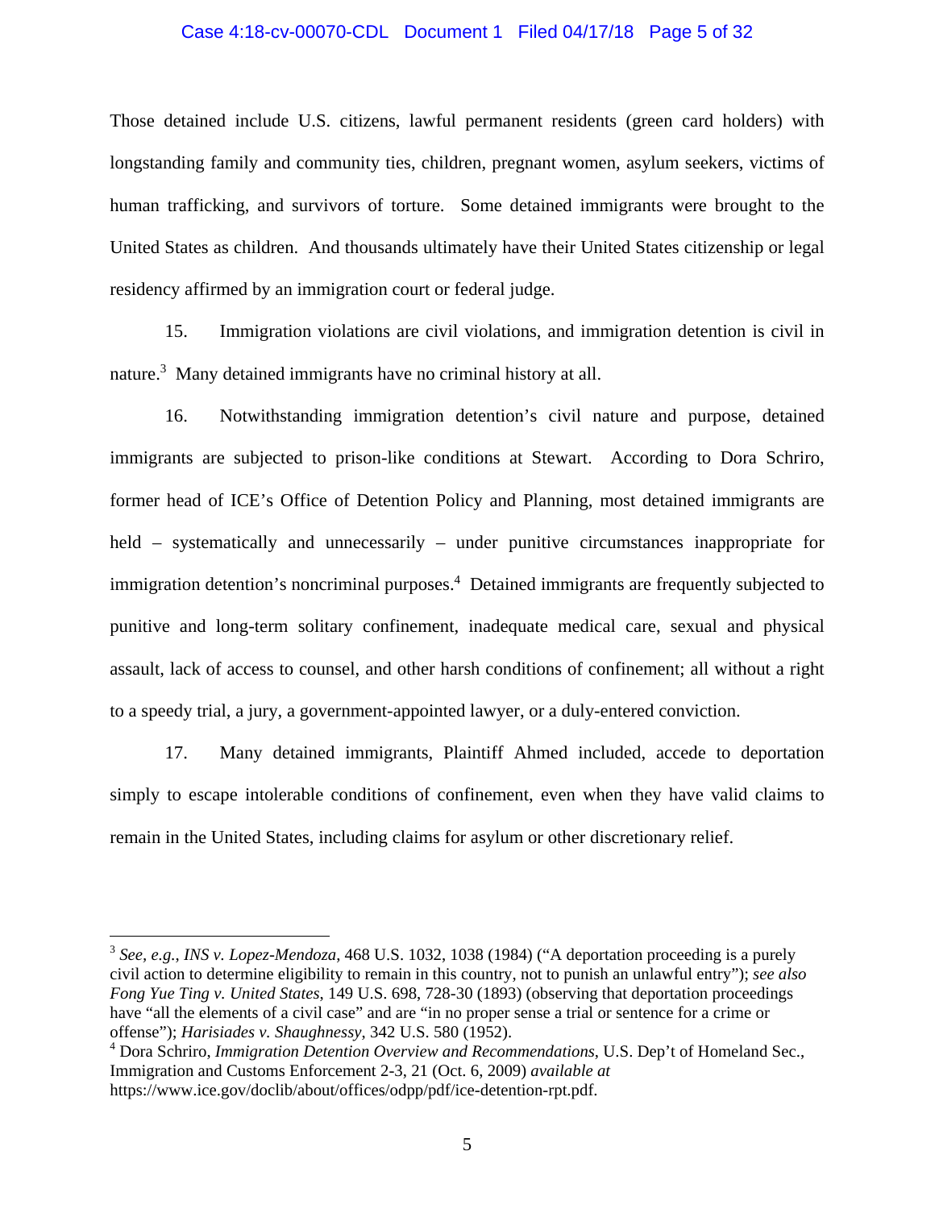Those detained include U.S. citizens, lawful permanent residents (green card holders) with longstanding family and community ties, children, pregnant women, asylum seekers, victims of human trafficking, and survivors of torture. Some detained immigrants were brought to the United States as children. And thousands ultimately have their United States citizenship or legal residency affirmed by an immigration court or federal judge.

15. Immigration violations are civil violations, and immigration detention is civil in nature.[3] Many detained immigrants have no criminal history at all.

16. Notwithstanding immigration detention's civil nature and purpose, detained immigrants are subjected to prison-like conditions at Stewart. According to Dora Schriro, former head of ICE's Office of Detention Policy and Planning, most detained immigrants are held – systematically and unnecessarily – under punitive circumstances inappropriate for immigration detention's noncriminal purposes.[4] Detained immigrants are frequently subjected to punitive and long-term solitary confinement, inadequate medical care, sexual and physical assault, lack of access to counsel, and other harsh conditions of confinement; all without a right to a speedy trial, a jury, a government-appointed lawyer, or a duly-entered conviction.

17. Many detained immigrants, Plaintiff Ahmed included, accede to deportation simply to escape intolerable conditions of confinement, even when they have valid claims to remain in the United States, including claims for asylum or other discretionary relief.

---

[3] *See, e.g.*, *INS v. Lopez-Mendoza*, 468 U.S. 1032, 1038 (1984) ("A deportation proceeding is a purely civil action to determine eligibility to remain in this country, not to punish an unlawful entry"); *see also Fong Yue Ting v. United States*, 149 U.S. 698, 728-30 (1893) (observing that deportation proceedings have "all the elements of a civil case" and are "in no proper sense a trial or sentence for a crime or offense"); *Harisiades v. Shaughnessy*, 342 U.S. 580 (1952).

[4] Dora Schriro, *Immigration Detention Overview and Recommendations*, U.S. Dep't of Homeland Sec., Immigration and Customs Enforcement 2-3, 21 (Oct. 6, 2009) *available at* https://www.ice.gov/doclib/about/offices/odpp/pdf/ice-detention-rpt.pdf.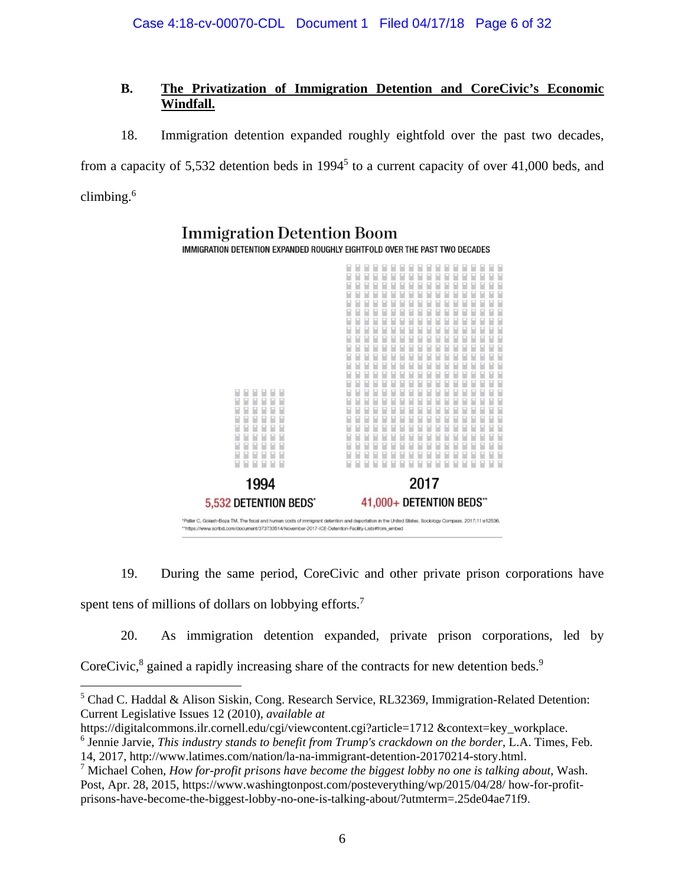**B. The Privatization of Immigration Detention and CoreCivic's Economic Windfall.**

18. Immigration detention expanded roughly eightfold over the past two decades, from a capacity of 5,532 detention beds in 1994[5] to a current capacity of over 41,000 beds, and climbing.[6]

**Immigration Detention Boom**

IMMIGRATION DETENTION EXPANDED ROUGHLY EIGHTFOLD OVER THE PAST TWO DECADES

1994 — 5,532 DETENTION BEDS*

2017 — 41,000+ DETENTION BEDS**

*Patler C, Golash-Boza TM. The fiscal and human costs of immigrant detention and deportation in the United States. Sociology Compass. 2017;11:e12536.
**https://www.scribd.com/document/373733514/November-2017-ICE-Detention-Facility-Lists#from_embed

19. During the same period, CoreCivic and other private prison corporations have spent tens of millions of dollars on lobbying efforts.[7]

20. As immigration detention expanded, private prison corporations, led by CoreCivic,[8] gained a rapidly increasing share of the contracts for new detention beds.[9]

---

[5] Chad C. Haddal & Alison Siskin, Cong. Research Service, RL32369, Immigration-Related Detention: Current Legislative Issues 12 (2010), *available at* https://digitalcommons.ilr.cornell.edu/cgi/viewcontent.cgi?article=1712 &context=key_workplace.

[6] Jennie Jarvie, *This industry stands to benefit from Trump's crackdown on the border*, L.A. Times, Feb. 14, 2017, http://www.latimes.com/nation/la-na-immigrant-detention-20170214-story.html.

[7] Michael Cohen, *How for-profit prisons have become the biggest lobby no one is talking about*, Wash. Post, Apr. 28, 2015, https://www.washingtonpost.com/posteverything/wp/2015/04/28/ how-for-profit-prisons-have-become-the-biggest-lobby-no-one-is-talking-about/?utmterm=.25de04ae71f9.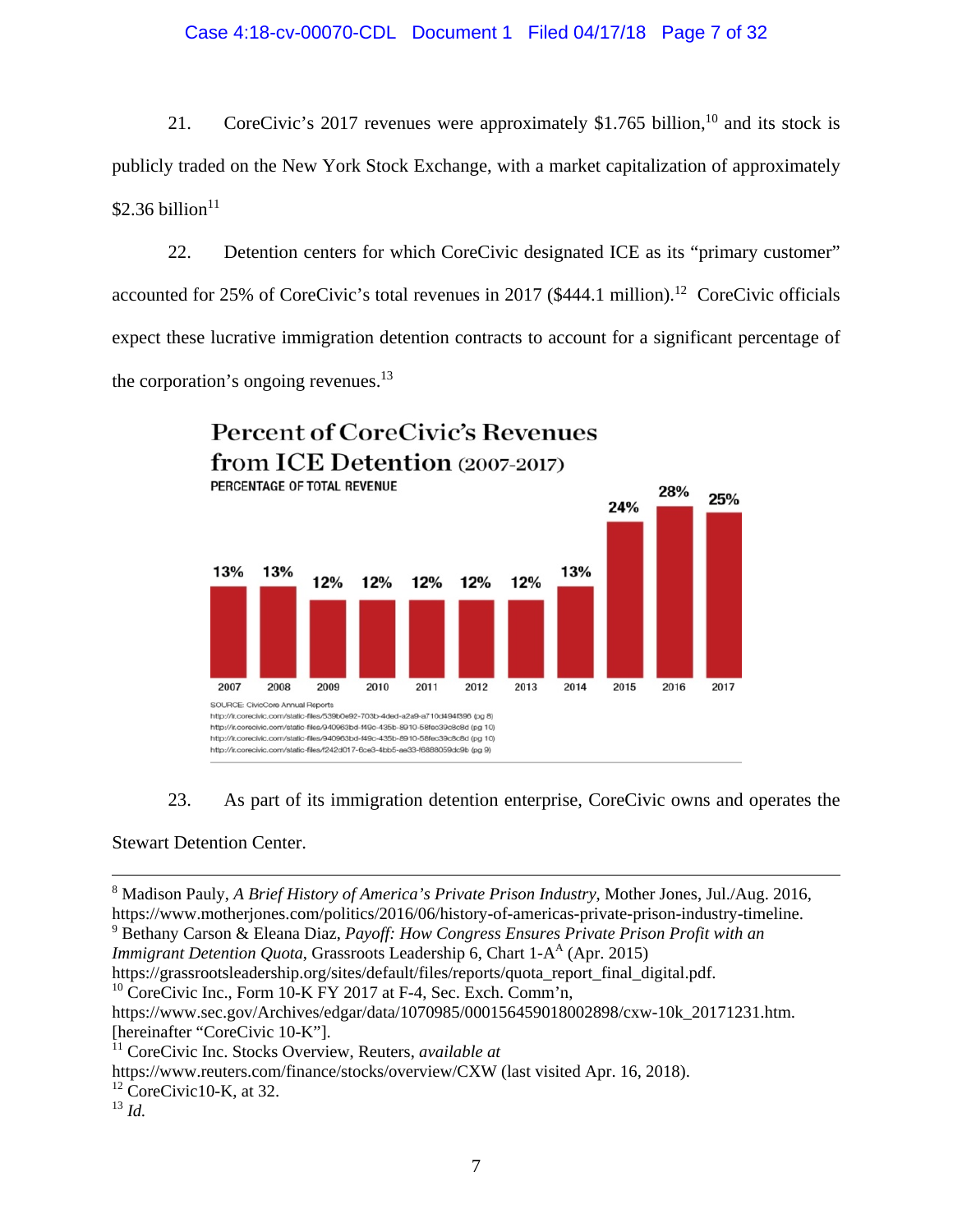21. CoreCivic's 2017 revenues were approximately $1.765 billion,[10] and its stock is publicly traded on the New York Stock Exchange, with a market capitalization of approximately $2.36 billion[11]

22. Detention centers for which CoreCivic designated ICE as its "primary customer" accounted for 25% of CoreCivic's total revenues in 2017 ($444.1 million).[12] CoreCivic officials expect these lucrative immigration detention contracts to account for a significant percentage of the corporation's ongoing revenues.[13]

**Percent of CoreCivic's Revenues from ICE Detention (2007-2017)**

PERCENTAGE OF TOTAL REVENUE

| 2007 | 2008 | 2009 | 2010 | 2011 | 2012 | 2013 | 2014 | 2015 | 2016 | 2017 |
|---|---|---|---|---|---|---|---|---|---|---|
| 13% | 13% | 12% | 12% | 12% | 12% | 12% | 13% | 24% | 28% | 25% |

SOURCE: CivicCore Annual Reports
http://ir.corecivic.com/static-files/539b0e92-703b-4ded-a2a9-a710d494f396 (pg 8)
http://ir.corecivic.com/static-files/940963bd-f49c-435b-8910-58fec39c8c8d (pg 10)
http://ir.corecivic.com/static-files/940963bd-f49c-435b-8910-58fec39c8c8d (pg 10)
http://ir.corecivic.com/static-files/f242d017-6ce3-4bb5-ae33-f6888059dc9b (pg 9)

23. As part of its immigration detention enterprise, CoreCivic owns and operates the Stewart Detention Center.

---

[8] Madison Pauly, *A Brief History of America's Private Prison Industry*, Mother Jones, Jul./Aug. 2016, https://www.motherjones.com/politics/2016/06/history-of-americas-private-prison-industry-timeline.

[9] Bethany Carson & Eleana Diaz, *Payoff: How Congress Ensures Private Prison Profit with an Immigrant Detention Quota*, Grassroots Leadership 6, Chart 1-A[A] (Apr. 2015) https://grassrootsleadership.org/sites/default/files/reports/quota_report_final_digital.pdf.

[10] CoreCivic Inc., Form 10-K FY 2017 at F-4, Sec. Exch. Comm'n, https://www.sec.gov/Archives/edgar/data/1070985/000156459018002898/cxw-10k_20171231.htm. [hereinafter "CoreCivic 10-K"].

[11] CoreCivic Inc. Stocks Overview, Reuters, *available at* https://www.reuters.com/finance/stocks/overview/CXW (last visited Apr. 16, 2018).

[12] CoreCivic10-K, at 32.

[13] *Id.*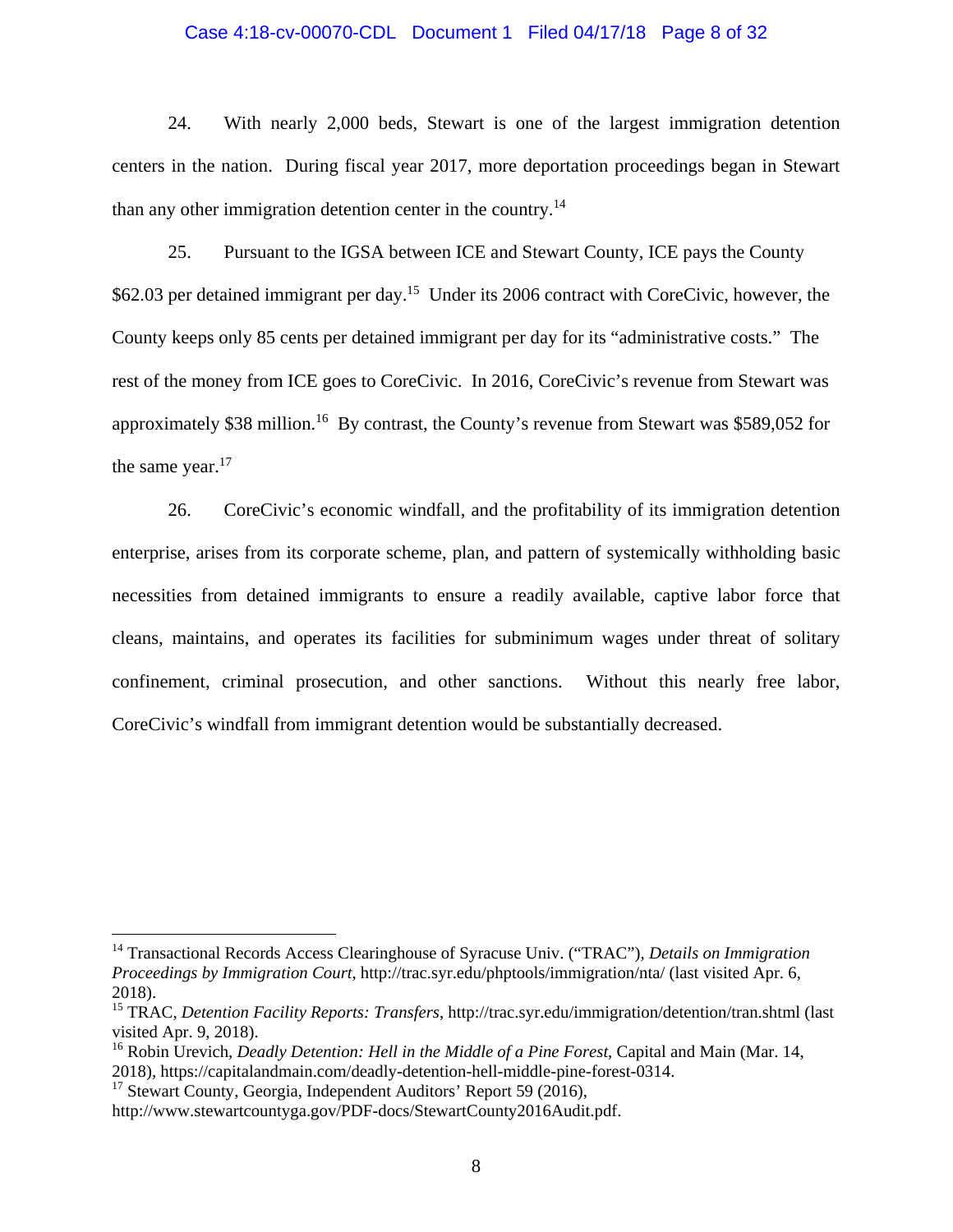24. With nearly 2,000 beds, Stewart is one of the largest immigration detention centers in the nation. During fiscal year 2017, more deportation proceedings began in Stewart than any other immigration detention center in the country.[14]

25. Pursuant to the IGSA between ICE and Stewart County, ICE pays the County \$62.03 per detained immigrant per day.[15] Under its 2006 contract with CoreCivic, however, the County keeps only 85 cents per detained immigrant per day for its "administrative costs." The rest of the money from ICE goes to CoreCivic. In 2016, CoreCivic's revenue from Stewart was approximately \$38 million.[16] By contrast, the County's revenue from Stewart was \$589,052 for the same year.[17]

26. CoreCivic's economic windfall, and the profitability of its immigration detention enterprise, arises from its corporate scheme, plan, and pattern of systemically withholding basic necessities from detained immigrants to ensure a readily available, captive labor force that cleans, maintains, and operates its facilities for subminimum wages under threat of solitary confinement, criminal prosecution, and other sanctions. Without this nearly free labor, CoreCivic's windfall from immigrant detention would be substantially decreased.

---

[14] Transactional Records Access Clearinghouse of Syracuse Univ. ("TRAC"), *Details on Immigration Proceedings by Immigration Court*, http://trac.syr.edu/phptools/immigration/nta/ (last visited Apr. 6, 2018).

[15] TRAC, *Detention Facility Reports: Transfers*, http://trac.syr.edu/immigration/detention/tran.shtml (last visited Apr. 9, 2018).

[16] Robin Urevich, *Deadly Detention: Hell in the Middle of a Pine Forest*, Capital and Main (Mar. 14, 2018), https://capitalandmain.com/deadly-detention-hell-middle-pine-forest-0314.

[17] Stewart County, Georgia, Independent Auditors' Report 59 (2016), http://www.stewartcountyga.gov/PDF-docs/StewartCounty2016Audit.pdf.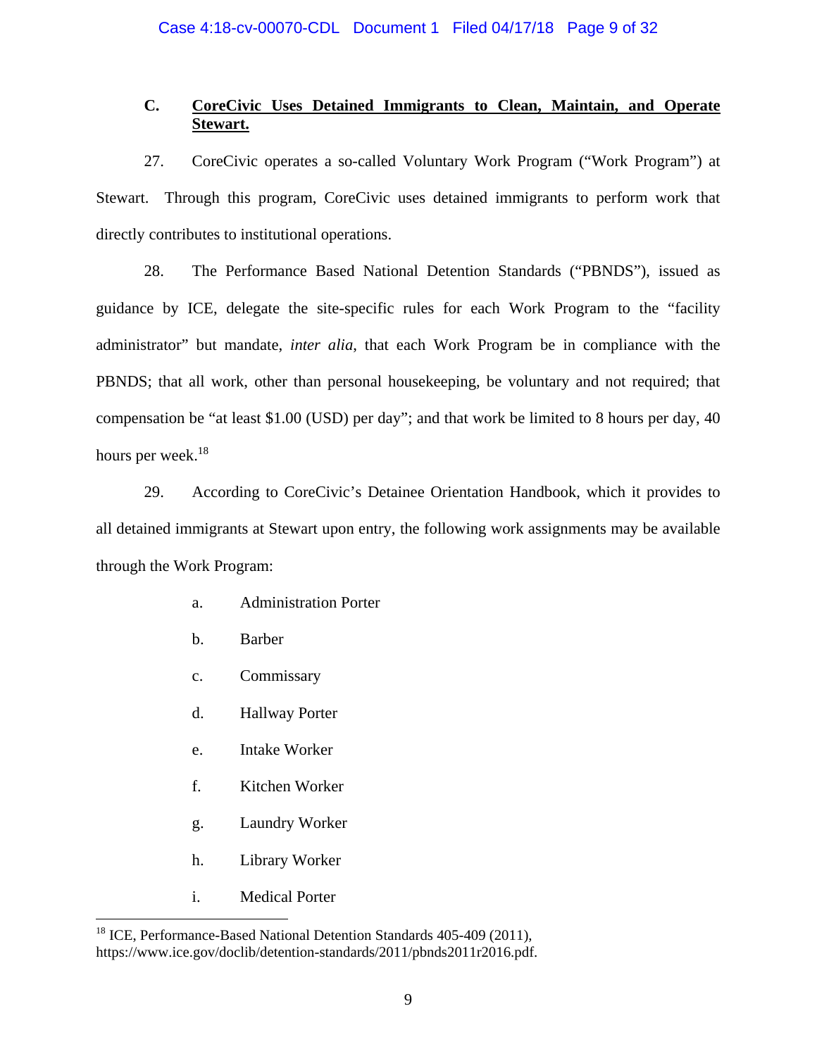### C. **CoreCivic Uses Detained Immigrants to Clean, Maintain, and Operate Stewart.**

27. CoreCivic operates a so-called Voluntary Work Program ("Work Program") at Stewart. Through this program, CoreCivic uses detained immigrants to perform work that directly contributes to institutional operations.

28. The Performance Based National Detention Standards ("PBNDS"), issued as guidance by ICE, delegate the site-specific rules for each Work Program to the "facility administrator" but mandate, *inter alia*, that each Work Program be in compliance with the PBNDS; that all work, other than personal housekeeping, be voluntary and not required; that compensation be "at least $1.00 (USD) per day"; and that work be limited to 8 hours per day, 40 hours per week.[18]

29. According to CoreCivic's Detainee Orientation Handbook, which it provides to all detained immigrants at Stewart upon entry, the following work assignments may be available through the Work Program:

a. Administration Porter

b. Barber

c. Commissary

d. Hallway Porter

e. Intake Worker

f. Kitchen Worker

g. Laundry Worker

h. Library Worker

i. Medical Porter

---

[18] ICE, Performance-Based National Detention Standards 405-409 (2011), https://www.ice.gov/doclib/detention-standards/2011/pbnds2011r2016.pdf.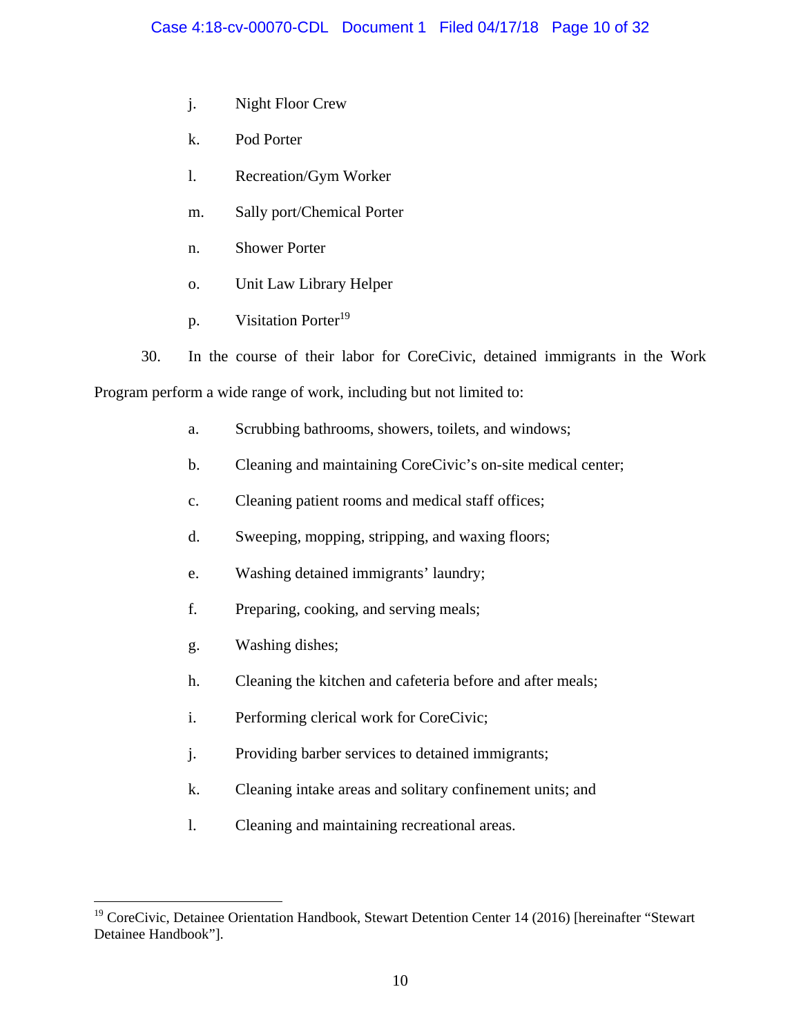j. Night Floor Crew

k. Pod Porter

l. Recreation/Gym Worker

m. Sally port/Chemical Porter

n. Shower Porter

o. Unit Law Library Helper

p. Visitation Porter[19]

30. In the course of their labor for CoreCivic, detained immigrants in the Work Program perform a wide range of work, including but not limited to:

a. Scrubbing bathrooms, showers, toilets, and windows;

b. Cleaning and maintaining CoreCivic's on-site medical center;

c. Cleaning patient rooms and medical staff offices;

d. Sweeping, mopping, stripping, and waxing floors;

e. Washing detained immigrants' laundry;

f. Preparing, cooking, and serving meals;

g. Washing dishes;

h. Cleaning the kitchen and cafeteria before and after meals;

i. Performing clerical work for CoreCivic;

j. Providing barber services to detained immigrants;

k. Cleaning intake areas and solitary confinement units; and

l. Cleaning and maintaining recreational areas.

---

[19] CoreCivic, Detainee Orientation Handbook, Stewart Detention Center 14 (2016) [hereinafter "Stewart Detainee Handbook"].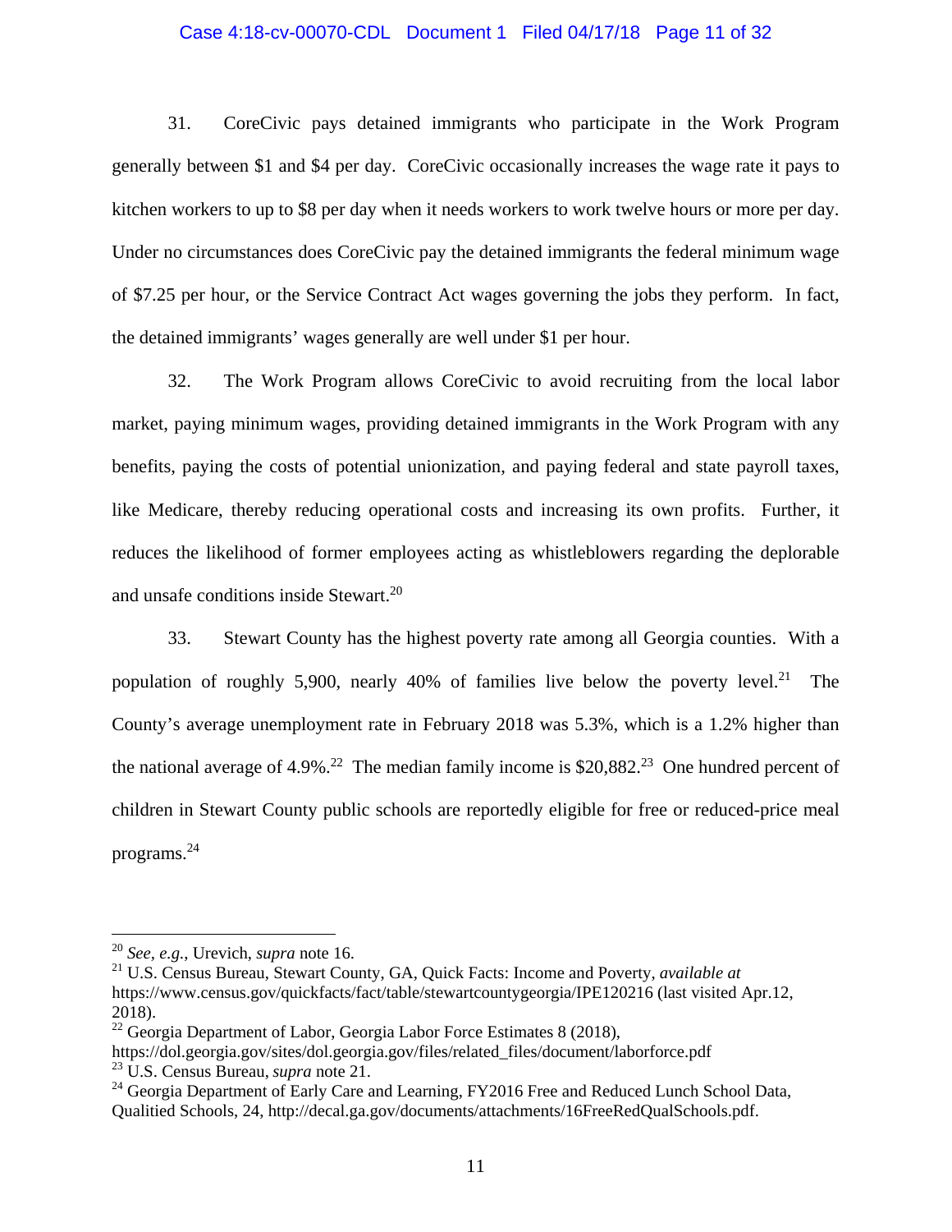31. CoreCivic pays detained immigrants who participate in the Work Program generally between $1 and $4 per day. CoreCivic occasionally increases the wage rate it pays to kitchen workers to up to $8 per day when it needs workers to work twelve hours or more per day. Under no circumstances does CoreCivic pay the detained immigrants the federal minimum wage of $7.25 per hour, or the Service Contract Act wages governing the jobs they perform. In fact, the detained immigrants' wages generally are well under $1 per hour.

32. The Work Program allows CoreCivic to avoid recruiting from the local labor market, paying minimum wages, providing detained immigrants in the Work Program with any benefits, paying the costs of potential unionization, and paying federal and state payroll taxes, like Medicare, thereby reducing operational costs and increasing its own profits. Further, it reduces the likelihood of former employees acting as whistleblowers regarding the deplorable and unsafe conditions inside Stewart.[20]

33. Stewart County has the highest poverty rate among all Georgia counties. With a population of roughly 5,900, nearly 40% of families live below the poverty level.[21] The County's average unemployment rate in February 2018 was 5.3%, which is a 1.2% higher than the national average of 4.9%.[22] The median family income is $20,882.[23] One hundred percent of children in Stewart County public schools are reportedly eligible for free or reduced-price meal programs.[24]

---

[20] *See, e.g.*, Urevich, *supra* note 16.

[21] U.S. Census Bureau, Stewart County, GA, Quick Facts: Income and Poverty, *available at* https://www.census.gov/quickfacts/fact/table/stewartcountygeorgia/IPE120216 (last visited Apr.12, 2018).

[22] Georgia Department of Labor, Georgia Labor Force Estimates 8 (2018), https://dol.georgia.gov/sites/dol.georgia.gov/files/related_files/document/laborforce.pdf

[23] U.S. Census Bureau, *supra* note 21.

[24] Georgia Department of Early Care and Learning, FY2016 Free and Reduced Lunch School Data, Qualitied Schools, 24, http://decal.ga.gov/documents/attachments/16FreeRedQualSchools.pdf.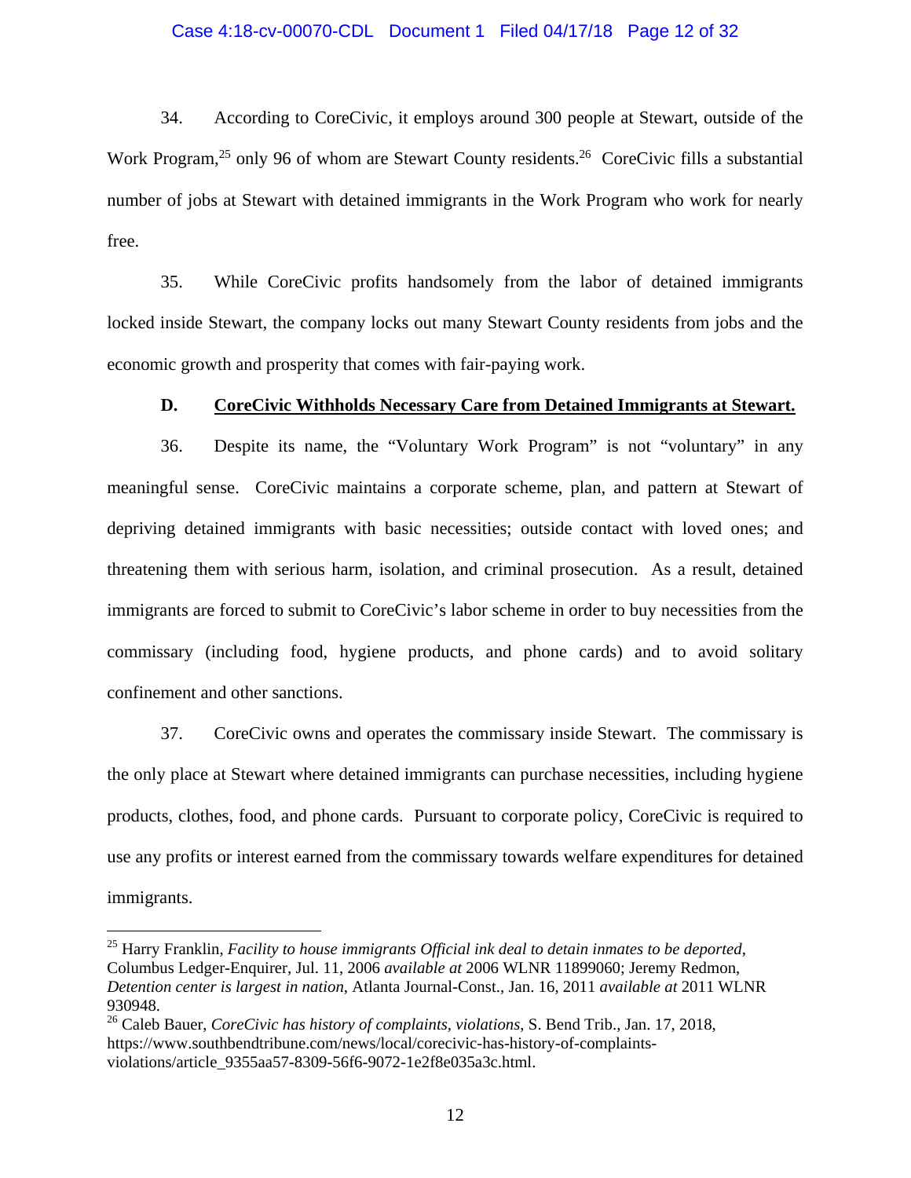34. According to CoreCivic, it employs around 300 people at Stewart, outside of the Work Program,[25] only 96 of whom are Stewart County residents.[26] CoreCivic fills a substantial number of jobs at Stewart with detained immigrants in the Work Program who work for nearly free.

35. While CoreCivic profits handsomely from the labor of detained immigrants locked inside Stewart, the company locks out many Stewart County residents from jobs and the economic growth and prosperity that comes with fair-paying work.

### D. <u>CoreCivic Withholds Necessary Care from Detained Immigrants at Stewart.</u>

36. Despite its name, the "Voluntary Work Program" is not "voluntary" in any meaningful sense. CoreCivic maintains a corporate scheme, plan, and pattern at Stewart of depriving detained immigrants with basic necessities; outside contact with loved ones; and threatening them with serious harm, isolation, and criminal prosecution. As a result, detained immigrants are forced to submit to CoreCivic's labor scheme in order to buy necessities from the commissary (including food, hygiene products, and phone cards) and to avoid solitary confinement and other sanctions.

37. CoreCivic owns and operates the commissary inside Stewart. The commissary is the only place at Stewart where detained immigrants can purchase necessities, including hygiene products, clothes, food, and phone cards. Pursuant to corporate policy, CoreCivic is required to use any profits or interest earned from the commissary towards welfare expenditures for detained immigrants.

---

[25] Harry Franklin, *Facility to house immigrants Official ink deal to detain inmates to be deported*, Columbus Ledger-Enquirer, Jul. 11, 2006 *available at* 2006 WLNR 11899060; Jeremy Redmon, *Detention center is largest in nation*, Atlanta Journal-Const., Jan. 16, 2011 *available at* 2011 WLNR 930948.

[26] Caleb Bauer, *CoreCivic has history of complaints, violations*, S. Bend Trib., Jan. 17, 2018, https://www.southbendtribune.com/news/local/corecivic-has-history-of-complaints-violations/article_9355aa57-8309-56f6-9072-1e2f8e035a3c.html.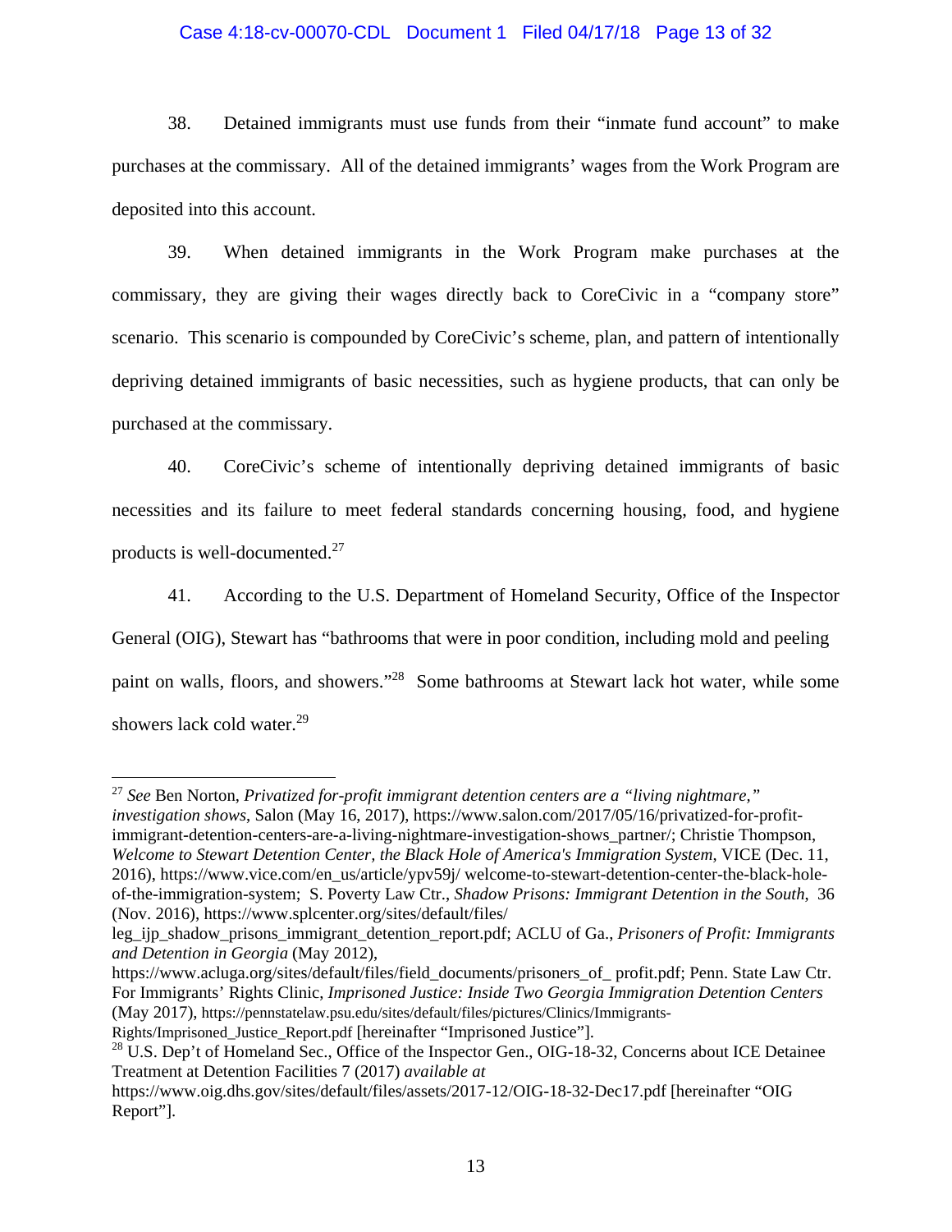38. Detained immigrants must use funds from their "inmate fund account" to make purchases at the commissary. All of the detained immigrants' wages from the Work Program are deposited into this account.

39. When detained immigrants in the Work Program make purchases at the commissary, they are giving their wages directly back to CoreCivic in a "company store" scenario. This scenario is compounded by CoreCivic's scheme, plan, and pattern of intentionally depriving detained immigrants of basic necessities, such as hygiene products, that can only be purchased at the commissary.

40. CoreCivic's scheme of intentionally depriving detained immigrants of basic necessities and its failure to meet federal standards concerning housing, food, and hygiene products is well-documented.[27]

41. According to the U.S. Department of Homeland Security, Office of the Inspector General (OIG), Stewart has "bathrooms that were in poor condition, including mold and peeling paint on walls, floors, and showers."[28] Some bathrooms at Stewart lack hot water, while some showers lack cold water.[29]

---

[27] *See* Ben Norton, *Privatized for-profit immigrant detention centers are a "living nightmare," investigation shows*, Salon (May 16, 2017), https://www.salon.com/2017/05/16/privatized-for-profit-immigrant-detention-centers-are-a-living-nightmare-investigation-shows_partner/; Christie Thompson, *Welcome to Stewart Detention Center, the Black Hole of America's Immigration System*, VICE (Dec. 11, 2016), https://www.vice.com/en_us/article/ypv59j/ welcome-to-stewart-detention-center-the-black-hole-of-the-immigration-system; S. Poverty Law Ctr., *Shadow Prisons: Immigrant Detention in the South*, 36 (Nov. 2016), https://www.splcenter.org/sites/default/files/ leg_ijp_shadow_prisons_immigrant_detention_report.pdf; ACLU of Ga., *Prisoners of Profit: Immigrants and Detention in Georgia* (May 2012), https://www.acluga.org/sites/default/files/field_documents/prisoners_of_ profit.pdf; Penn. State Law Ctr. For Immigrants' Rights Clinic, *Imprisoned Justice: Inside Two Georgia Immigration Detention Centers* (May 2017), https://pennstatelaw.psu.edu/sites/default/files/pictures/Clinics/Immigrants-Rights/Imprisoned_Justice_Report.pdf [hereinafter "Imprisoned Justice"].

[28] U.S. Dep't of Homeland Sec., Office of the Inspector Gen., OIG-18-32, Concerns about ICE Detainee Treatment at Detention Facilities 7 (2017) *available at* https://www.oig.dhs.gov/sites/default/files/assets/2017-12/OIG-18-32-Dec17.pdf [hereinafter "OIG Report"].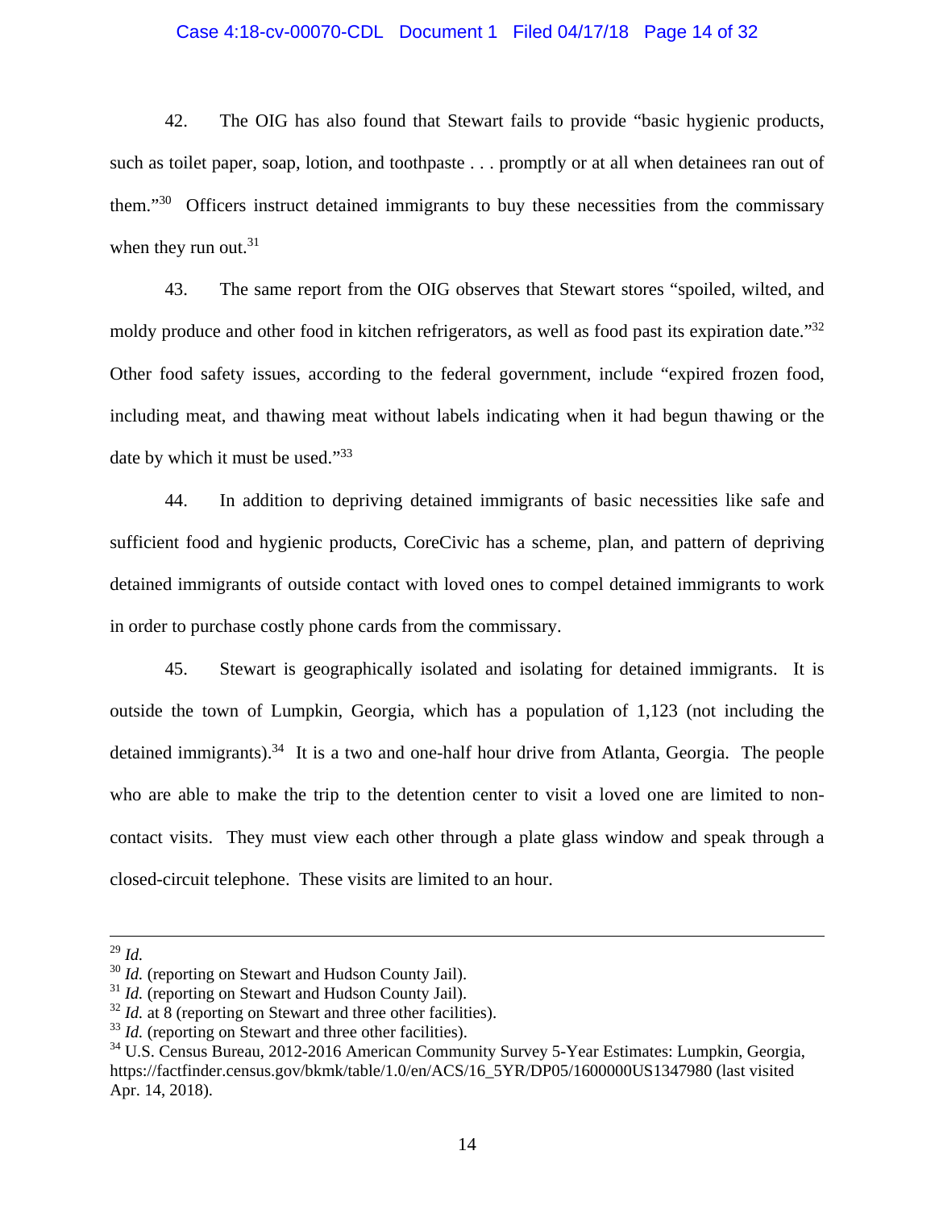42. The OIG has also found that Stewart fails to provide "basic hygienic products, such as toilet paper, soap, lotion, and toothpaste . . . promptly or at all when detainees ran out of them."[30] Officers instruct detained immigrants to buy these necessities from the commissary when they run out.[31]

43. The same report from the OIG observes that Stewart stores "spoiled, wilted, and moldy produce and other food in kitchen refrigerators, as well as food past its expiration date."[32] Other food safety issues, according to the federal government, include "expired frozen food, including meat, and thawing meat without labels indicating when it had begun thawing or the date by which it must be used."[33]

44. In addition to depriving detained immigrants of basic necessities like safe and sufficient food and hygienic products, CoreCivic has a scheme, plan, and pattern of depriving detained immigrants of outside contact with loved ones to compel detained immigrants to work in order to purchase costly phone cards from the commissary.

45. Stewart is geographically isolated and isolating for detained immigrants. It is outside the town of Lumpkin, Georgia, which has a population of 1,123 (not including the detained immigrants).[34] It is a two and one-half hour drive from Atlanta, Georgia. The people who are able to make the trip to the detention center to visit a loved one are limited to non-contact visits. They must view each other through a plate glass window and speak through a closed-circuit telephone. These visits are limited to an hour.

---

[29] *Id.*

[30] *Id.* (reporting on Stewart and Hudson County Jail).

[31] *Id.* (reporting on Stewart and Hudson County Jail).

[32] *Id.* at 8 (reporting on Stewart and three other facilities).

[33] *Id.* (reporting on Stewart and three other facilities).

[34] U.S. Census Bureau, 2012-2016 American Community Survey 5-Year Estimates: Lumpkin, Georgia, https://factfinder.census.gov/bkmk/table/1.0/en/ACS/16_5YR/DP05/1600000US1347980 (last visited Apr. 14, 2018).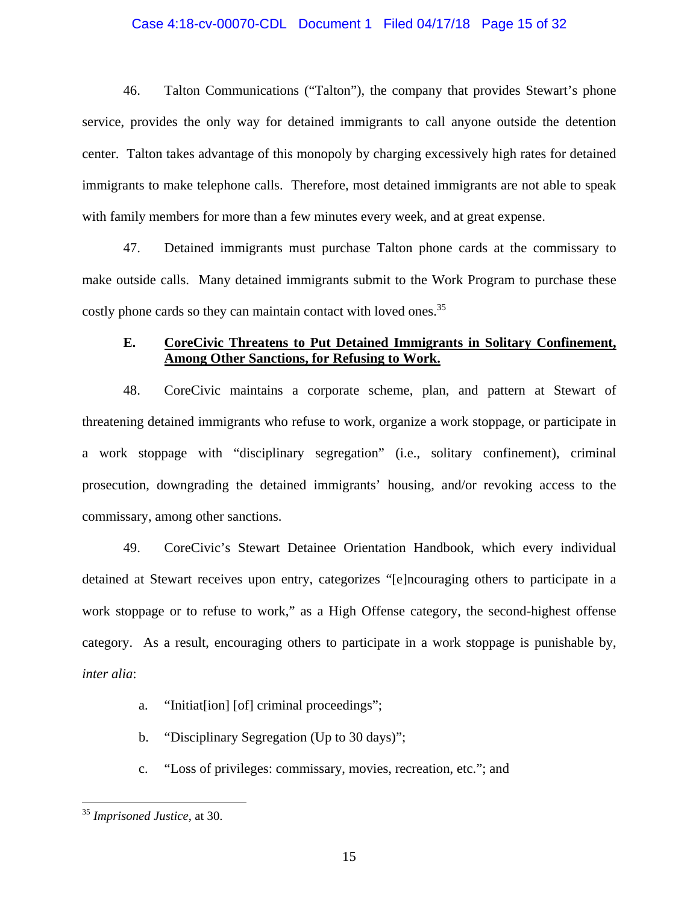46. Talton Communications ("Talton"), the company that provides Stewart's phone service, provides the only way for detained immigrants to call anyone outside the detention center. Talton takes advantage of this monopoly by charging excessively high rates for detained immigrants to make telephone calls. Therefore, most detained immigrants are not able to speak with family members for more than a few minutes every week, and at great expense.

47. Detained immigrants must purchase Talton phone cards at the commissary to make outside calls. Many detained immigrants submit to the Work Program to purchase these costly phone cards so they can maintain contact with loved ones.[35]

### E. <u>CoreCivic Threatens to Put Detained Immigrants in Solitary Confinement, Among Other Sanctions, for Refusing to Work.</u>

48. CoreCivic maintains a corporate scheme, plan, and pattern at Stewart of threatening detained immigrants who refuse to work, organize a work stoppage, or participate in a work stoppage with "disciplinary segregation" (i.e., solitary confinement), criminal prosecution, downgrading the detained immigrants' housing, and/or revoking access to the commissary, among other sanctions.

49. CoreCivic's Stewart Detainee Orientation Handbook, which every individual detained at Stewart receives upon entry, categorizes "[e]ncouraging others to participate in a work stoppage or to refuse to work," as a High Offense category, the second-highest offense category. As a result, encouraging others to participate in a work stoppage is punishable by, *inter alia*:

a. "Initiat[ion] [of] criminal proceedings";

b. "Disciplinary Segregation (Up to 30 days)";

c. "Loss of privileges: commissary, movies, recreation, etc."; and

---

[35] *Imprisoned Justice*, at 30.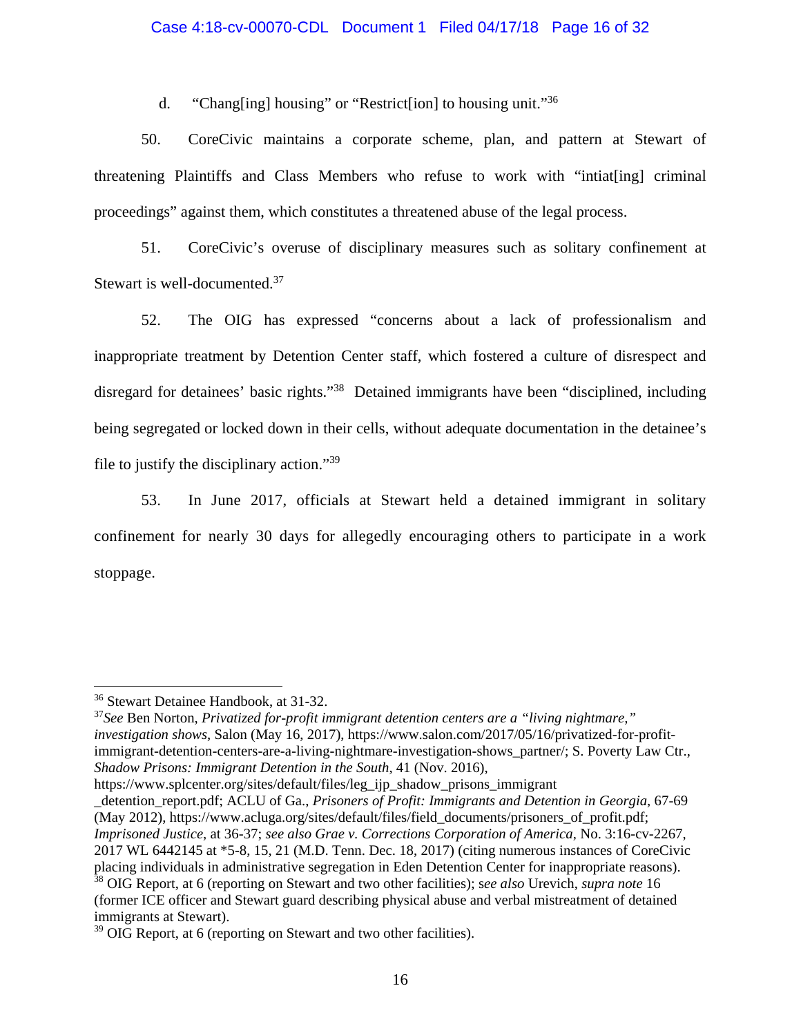d. "Chang[ing] housing" or "Restrict[ion] to housing unit."[36]

50. CoreCivic maintains a corporate scheme, plan, and pattern at Stewart of threatening Plaintiffs and Class Members who refuse to work with "intiat[ing] criminal proceedings" against them, which constitutes a threatened abuse of the legal process.

51. CoreCivic's overuse of disciplinary measures such as solitary confinement at Stewart is well-documented.[37]

52. The OIG has expressed "concerns about a lack of professionalism and inappropriate treatment by Detention Center staff, which fostered a culture of disrespect and disregard for detainees' basic rights."[38] Detained immigrants have been "disciplined, including being segregated or locked down in their cells, without adequate documentation in the detainee's file to justify the disciplinary action."[39]

53. In June 2017, officials at Stewart held a detained immigrant in solitary confinement for nearly 30 days for allegedly encouraging others to participate in a work stoppage.

---

[36] Stewart Detainee Handbook, at 31-32.

[37] *See* Ben Norton, *Privatized for-profit immigrant detention centers are a "living nightmare," investigation shows*, Salon (May 16, 2017), https://www.salon.com/2017/05/16/privatized-for-profit-immigrant-detention-centers-are-a-living-nightmare-investigation-shows_partner/; S. Poverty Law Ctr., *Shadow Prisons: Immigrant Detention in the South*, 41 (Nov. 2016), https://www.splcenter.org/sites/default/files/leg_ijp_shadow_prisons_immigrant_detention_report.pdf; ACLU of Ga., *Prisoners of Profit: Immigrants and Detention in Georgia*, 67-69 (May 2012), https://www.acluga.org/sites/default/files/field_documents/prisoners_of_profit.pdf; *Imprisoned Justice*, at 36-37; *see also Grae v. Corrections Corporation of America*, No. 3:16-cv-2267, 2017 WL 6442145 at *5-8, 15, 21 (M.D. Tenn. Dec. 18, 2017) (citing numerous instances of CoreCivic placing individuals in administrative segregation in Eden Detention Center for inappropriate reasons).

[38] OIG Report, at 6 (reporting on Stewart and two other facilities); s*ee also* Urevich, *supra note* 16 (former ICE officer and Stewart guard describing physical abuse and verbal mistreatment of detained immigrants at Stewart).

[39] OIG Report, at 6 (reporting on Stewart and two other facilities).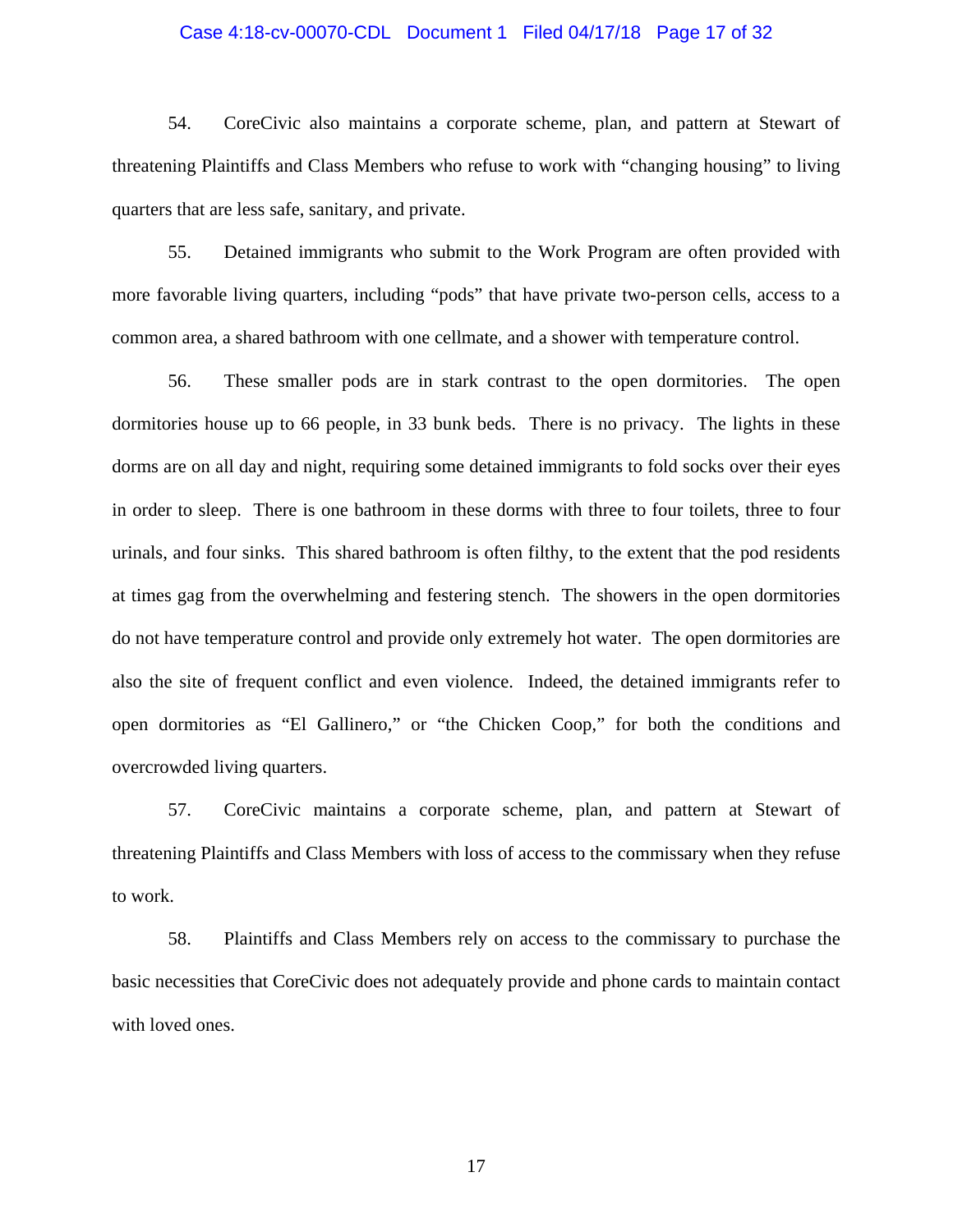54. CoreCivic also maintains a corporate scheme, plan, and pattern at Stewart of threatening Plaintiffs and Class Members who refuse to work with "changing housing" to living quarters that are less safe, sanitary, and private.

55. Detained immigrants who submit to the Work Program are often provided with more favorable living quarters, including "pods" that have private two-person cells, access to a common area, a shared bathroom with one cellmate, and a shower with temperature control.

56. These smaller pods are in stark contrast to the open dormitories. The open dormitories house up to 66 people, in 33 bunk beds. There is no privacy. The lights in these dorms are on all day and night, requiring some detained immigrants to fold socks over their eyes in order to sleep. There is one bathroom in these dorms with three to four toilets, three to four urinals, and four sinks. This shared bathroom is often filthy, to the extent that the pod residents at times gag from the overwhelming and festering stench. The showers in the open dormitories do not have temperature control and provide only extremely hot water. The open dormitories are also the site of frequent conflict and even violence. Indeed, the detained immigrants refer to open dormitories as "El Gallinero," or "the Chicken Coop," for both the conditions and overcrowded living quarters.

57. CoreCivic maintains a corporate scheme, plan, and pattern at Stewart of threatening Plaintiffs and Class Members with loss of access to the commissary when they refuse to work.

58. Plaintiffs and Class Members rely on access to the commissary to purchase the basic necessities that CoreCivic does not adequately provide and phone cards to maintain contact with loved ones.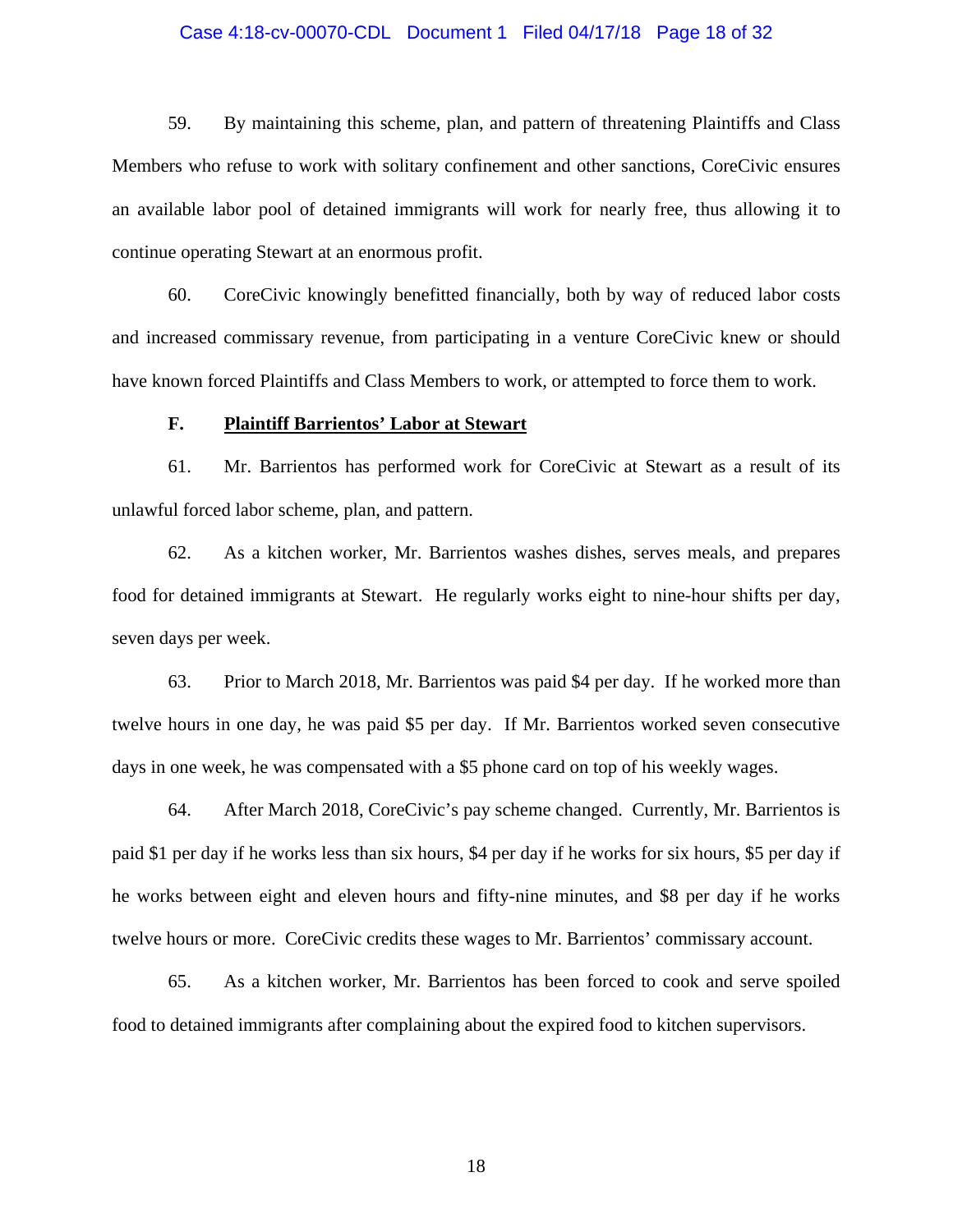59. By maintaining this scheme, plan, and pattern of threatening Plaintiffs and Class Members who refuse to work with solitary confinement and other sanctions, CoreCivic ensures an available labor pool of detained immigrants will work for nearly free, thus allowing it to continue operating Stewart at an enormous profit.

60. CoreCivic knowingly benefitted financially, both by way of reduced labor costs and increased commissary revenue, from participating in a venture CoreCivic knew or should have known forced Plaintiffs and Class Members to work, or attempted to force them to work.

### F. Plaintiff Barrientos' Labor at Stewart

61. Mr. Barrientos has performed work for CoreCivic at Stewart as a result of its unlawful forced labor scheme, plan, and pattern.

62. As a kitchen worker, Mr. Barrientos washes dishes, serves meals, and prepares food for detained immigrants at Stewart. He regularly works eight to nine-hour shifts per day, seven days per week.

63. Prior to March 2018, Mr. Barrientos was paid $4 per day. If he worked more than twelve hours in one day, he was paid $5 per day. If Mr. Barrientos worked seven consecutive days in one week, he was compensated with a $5 phone card on top of his weekly wages.

64. After March 2018, CoreCivic's pay scheme changed. Currently, Mr. Barrientos is paid $1 per day if he works less than six hours, $4 per day if he works for six hours, $5 per day if he works between eight and eleven hours and fifty-nine minutes, and $8 per day if he works twelve hours or more. CoreCivic credits these wages to Mr. Barrientos' commissary account.

65. As a kitchen worker, Mr. Barrientos has been forced to cook and serve spoiled food to detained immigrants after complaining about the expired food to kitchen supervisors.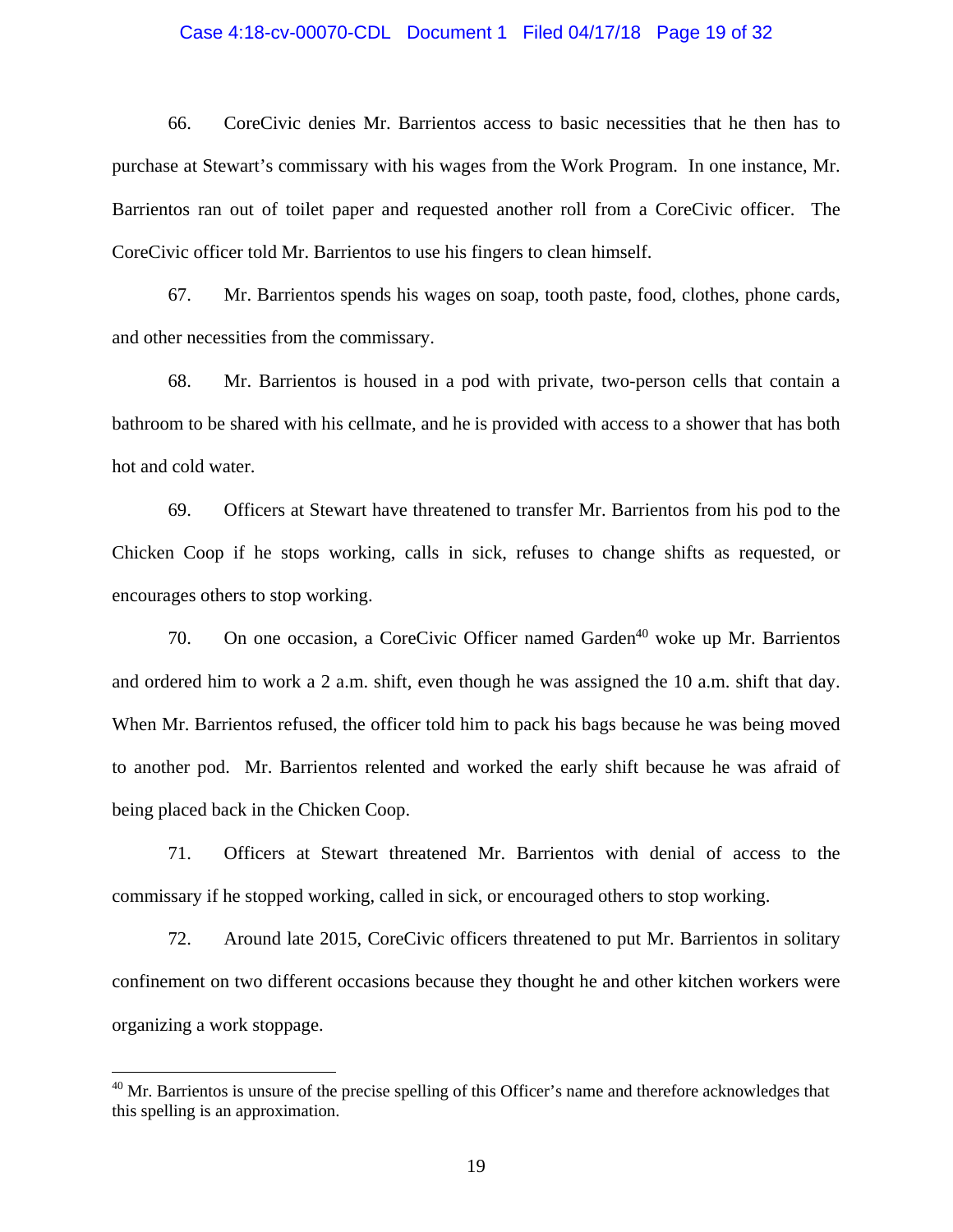66. CoreCivic denies Mr. Barrientos access to basic necessities that he then has to purchase at Stewart's commissary with his wages from the Work Program. In one instance, Mr. Barrientos ran out of toilet paper and requested another roll from a CoreCivic officer. The CoreCivic officer told Mr. Barrientos to use his fingers to clean himself.

67. Mr. Barrientos spends his wages on soap, tooth paste, food, clothes, phone cards, and other necessities from the commissary.

68. Mr. Barrientos is housed in a pod with private, two-person cells that contain a bathroom to be shared with his cellmate, and he is provided with access to a shower that has both hot and cold water.

69. Officers at Stewart have threatened to transfer Mr. Barrientos from his pod to the Chicken Coop if he stops working, calls in sick, refuses to change shifts as requested, or encourages others to stop working.

70. On one occasion, a CoreCivic Officer named Garden[40] woke up Mr. Barrientos and ordered him to work a 2 a.m. shift, even though he was assigned the 10 a.m. shift that day. When Mr. Barrientos refused, the officer told him to pack his bags because he was being moved to another pod. Mr. Barrientos relented and worked the early shift because he was afraid of being placed back in the Chicken Coop.

71. Officers at Stewart threatened Mr. Barrientos with denial of access to the commissary if he stopped working, called in sick, or encouraged others to stop working.

72. Around late 2015, CoreCivic officers threatened to put Mr. Barrientos in solitary confinement on two different occasions because they thought he and other kitchen workers were organizing a work stoppage.

---

[40] Mr. Barrientos is unsure of the precise spelling of this Officer's name and therefore acknowledges that this spelling is an approximation.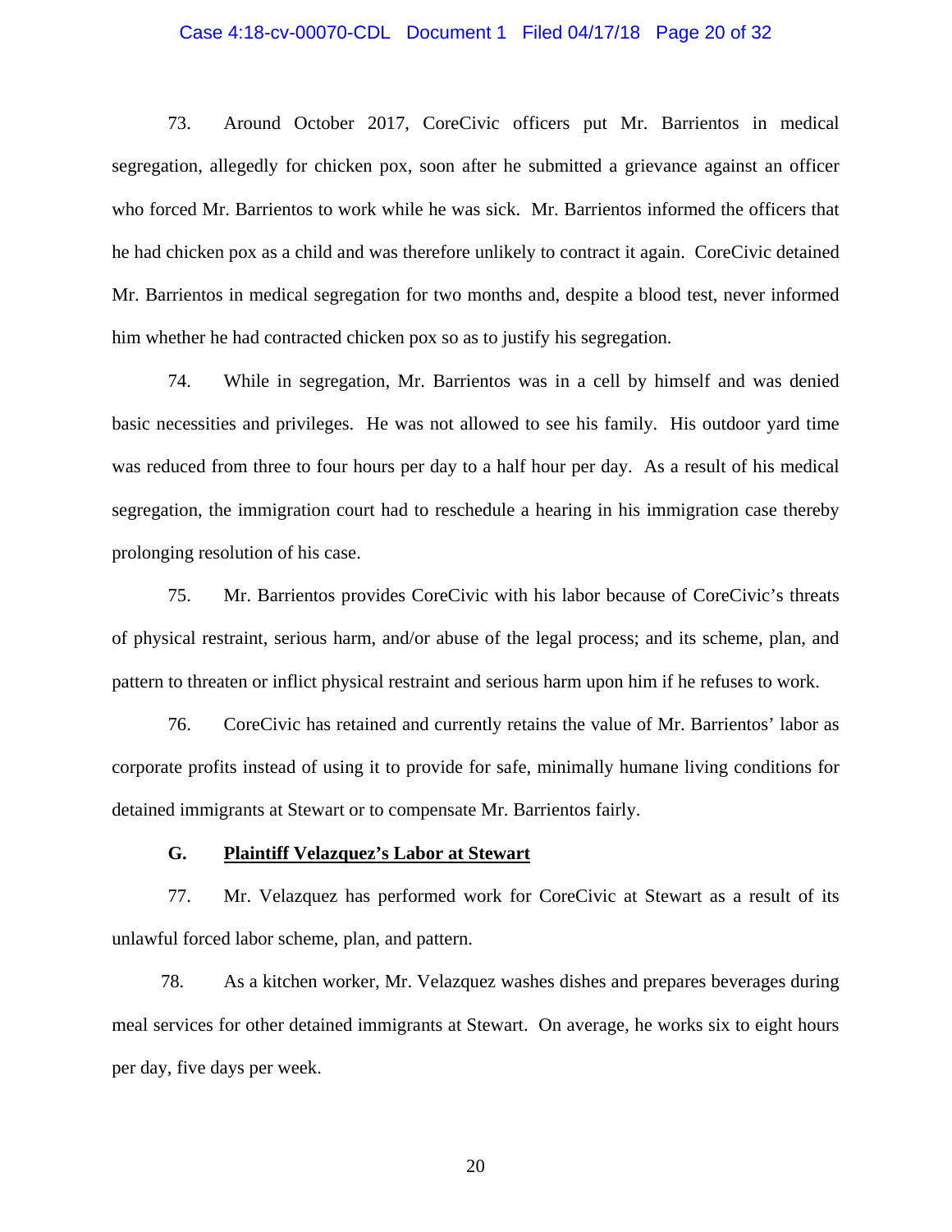73. Around October 2017, CoreCivic officers put Mr. Barrientos in medical segregation, allegedly for chicken pox, soon after he submitted a grievance against an officer who forced Mr. Barrientos to work while he was sick. Mr. Barrientos informed the officers that he had chicken pox as a child and was therefore unlikely to contract it again. CoreCivic detained Mr. Barrientos in medical segregation for two months and, despite a blood test, never informed him whether he had contracted chicken pox so as to justify his segregation.

74. While in segregation, Mr. Barrientos was in a cell by himself and was denied basic necessities and privileges. He was not allowed to see his family. His outdoor yard time was reduced from three to four hours per day to a half hour per day. As a result of his medical segregation, the immigration court had to reschedule a hearing in his immigration case thereby prolonging resolution of his case.

75. Mr. Barrientos provides CoreCivic with his labor because of CoreCivic's threats of physical restraint, serious harm, and/or abuse of the legal process; and its scheme, plan, and pattern to threaten or inflict physical restraint and serious harm upon him if he refuses to work.

76. CoreCivic has retained and currently retains the value of Mr. Barrientos' labor as corporate profits instead of using it to provide for safe, minimally humane living conditions for detained immigrants at Stewart or to compensate Mr. Barrientos fairly.

### G. <u>Plaintiff Velazquez's Labor at Stewart</u>

77. Mr. Velazquez has performed work for CoreCivic at Stewart as a result of its unlawful forced labor scheme, plan, and pattern.

78. As a kitchen worker, Mr. Velazquez washes dishes and prepares beverages during meal services for other detained immigrants at Stewart. On average, he works six to eight hours per day, five days per week.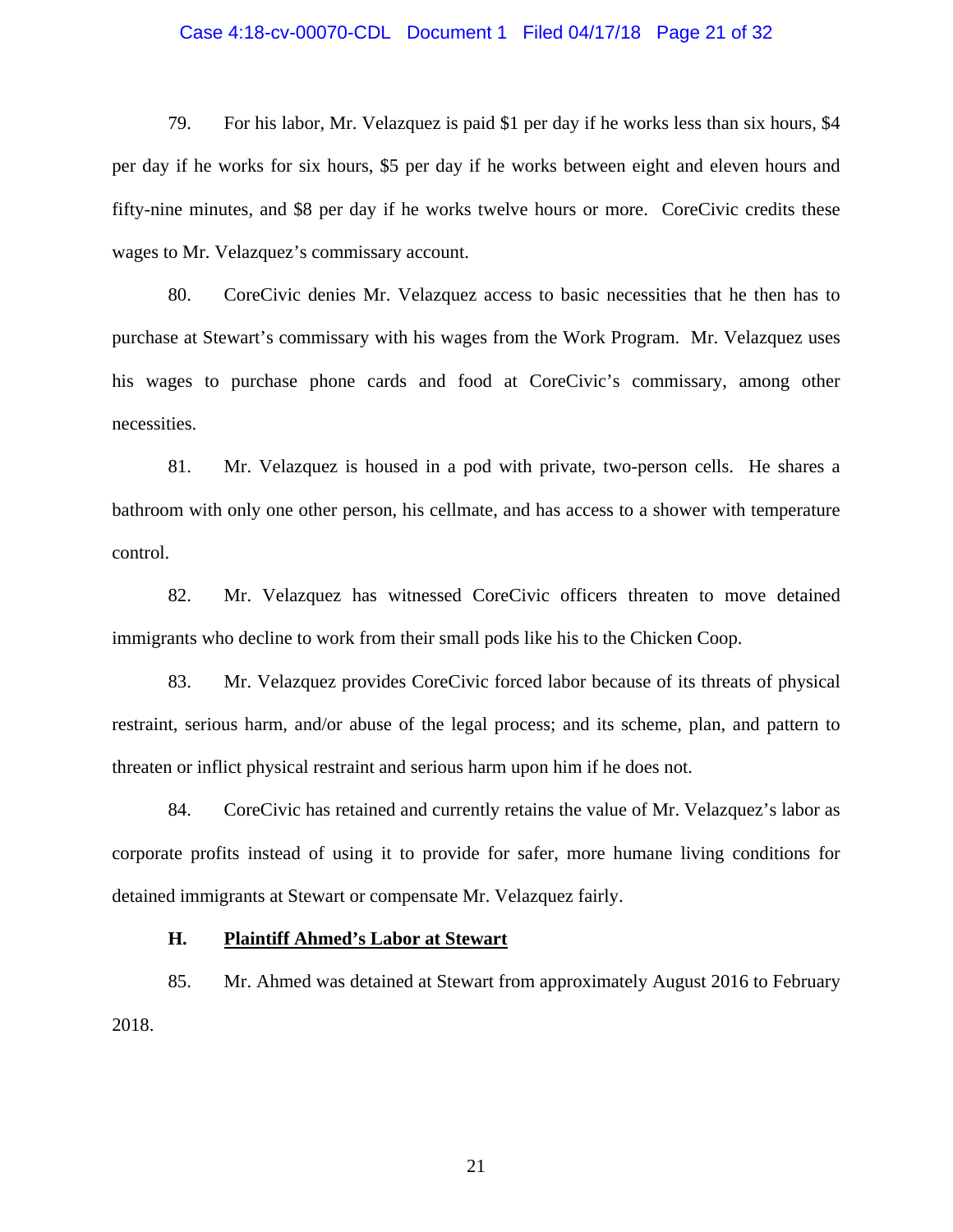79. For his labor, Mr. Velazquez is paid $1 per day if he works less than six hours, $4 per day if he works for six hours, $5 per day if he works between eight and eleven hours and fifty-nine minutes, and $8 per day if he works twelve hours or more. CoreCivic credits these wages to Mr. Velazquez's commissary account.

80. CoreCivic denies Mr. Velazquez access to basic necessities that he then has to purchase at Stewart's commissary with his wages from the Work Program. Mr. Velazquez uses his wages to purchase phone cards and food at CoreCivic's commissary, among other necessities.

81. Mr. Velazquez is housed in a pod with private, two-person cells. He shares a bathroom with only one other person, his cellmate, and has access to a shower with temperature control.

82. Mr. Velazquez has witnessed CoreCivic officers threaten to move detained immigrants who decline to work from their small pods like his to the Chicken Coop.

83. Mr. Velazquez provides CoreCivic forced labor because of its threats of physical restraint, serious harm, and/or abuse of the legal process; and its scheme, plan, and pattern to threaten or inflict physical restraint and serious harm upon him if he does not.

84. CoreCivic has retained and currently retains the value of Mr. Velazquez's labor as corporate profits instead of using it to provide for safer, more humane living conditions for detained immigrants at Stewart or compensate Mr. Velazquez fairly.

### H. Plaintiff Ahmed's Labor at Stewart

85. Mr. Ahmed was detained at Stewart from approximately August 2016 to February 2018.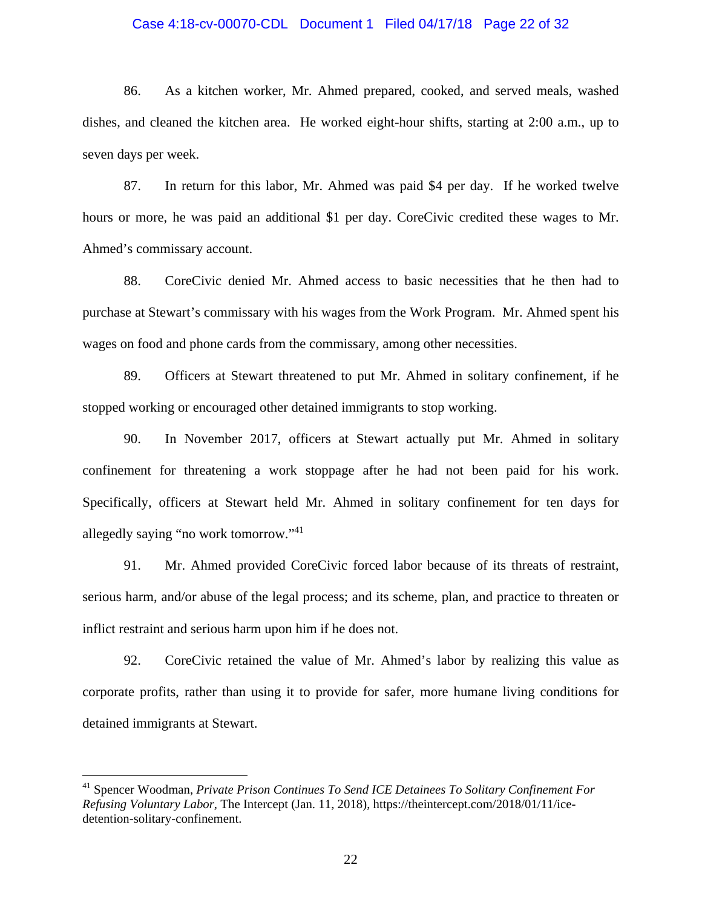86. As a kitchen worker, Mr. Ahmed prepared, cooked, and served meals, washed dishes, and cleaned the kitchen area. He worked eight-hour shifts, starting at 2:00 a.m., up to seven days per week.

87. In return for this labor, Mr. Ahmed was paid $4 per day. If he worked twelve hours or more, he was paid an additional $1 per day. CoreCivic credited these wages to Mr. Ahmed's commissary account.

88. CoreCivic denied Mr. Ahmed access to basic necessities that he then had to purchase at Stewart's commissary with his wages from the Work Program. Mr. Ahmed spent his wages on food and phone cards from the commissary, among other necessities.

89. Officers at Stewart threatened to put Mr. Ahmed in solitary confinement, if he stopped working or encouraged other detained immigrants to stop working.

90. In November 2017, officers at Stewart actually put Mr. Ahmed in solitary confinement for threatening a work stoppage after he had not been paid for his work. Specifically, officers at Stewart held Mr. Ahmed in solitary confinement for ten days for allegedly saying "no work tomorrow."[41]

91. Mr. Ahmed provided CoreCivic forced labor because of its threats of restraint, serious harm, and/or abuse of the legal process; and its scheme, plan, and practice to threaten or inflict restraint and serious harm upon him if he does not.

92. CoreCivic retained the value of Mr. Ahmed's labor by realizing this value as corporate profits, rather than using it to provide for safer, more humane living conditions for detained immigrants at Stewart.

---

[41] Spencer Woodman, *Private Prison Continues To Send ICE Detainees To Solitary Confinement For Refusing Voluntary Labor*, The Intercept (Jan. 11, 2018), https://theintercept.com/2018/01/11/ice-detention-solitary-confinement.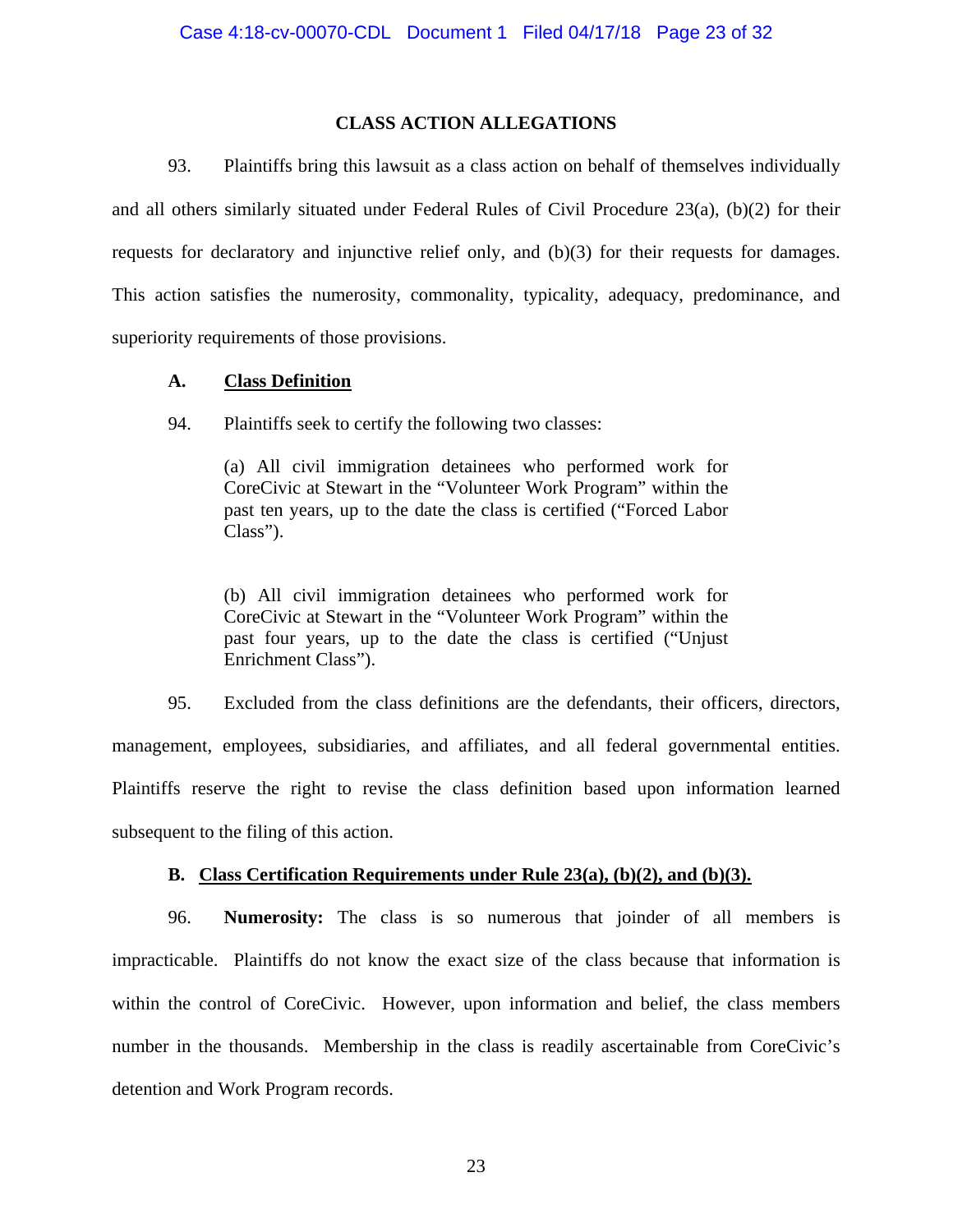## CLASS ACTION ALLEGATIONS

93. Plaintiffs bring this lawsuit as a class action on behalf of themselves individually and all others similarly situated under Federal Rules of Civil Procedure 23(a), (b)(2) for their requests for declaratory and injunctive relief only, and (b)(3) for their requests for damages. This action satisfies the numerosity, commonality, typicality, adequacy, predominance, and superiority requirements of those provisions.

### A. Class Definition

94. Plaintiffs seek to certify the following two classes:

> (a) All civil immigration detainees who performed work for CoreCivic at Stewart in the "Volunteer Work Program" within the past ten years, up to the date the class is certified ("Forced Labor Class").
>
> (b) All civil immigration detainees who performed work for CoreCivic at Stewart in the "Volunteer Work Program" within the past four years, up to the date the class is certified ("Unjust Enrichment Class").

95. Excluded from the class definitions are the defendants, their officers, directors, management, employees, subsidiaries, and affiliates, and all federal governmental entities. Plaintiffs reserve the right to revise the class definition based upon information learned subsequent to the filing of this action.

### B. Class Certification Requirements under Rule 23(a), (b)(2), and (b)(3).

96. **Numerosity:** The class is so numerous that joinder of all members is impracticable. Plaintiffs do not know the exact size of the class because that information is within the control of CoreCivic. However, upon information and belief, the class members number in the thousands. Membership in the class is readily ascertainable from CoreCivic's detention and Work Program records.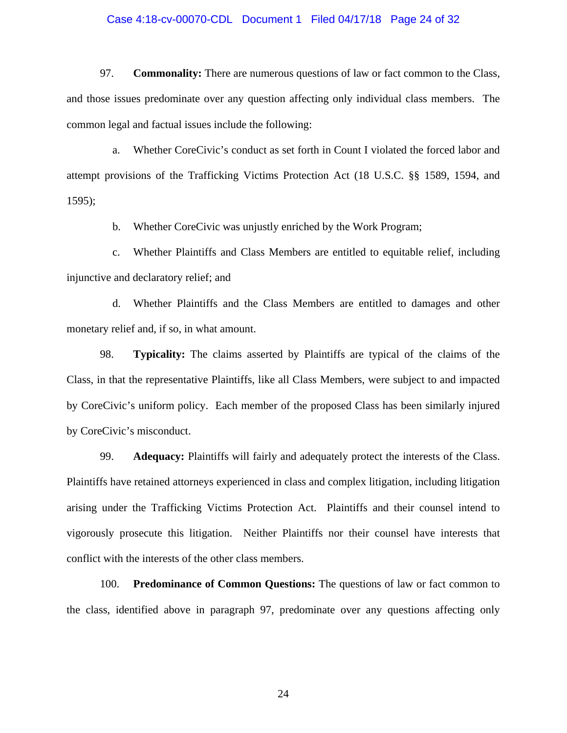97. **Commonality:** There are numerous questions of law or fact common to the Class, and those issues predominate over any question affecting only individual class members. The common legal and factual issues include the following:

a. Whether CoreCivic's conduct as set forth in Count I violated the forced labor and attempt provisions of the Trafficking Victims Protection Act (18 U.S.C. §§ 1589, 1594, and 1595);

b. Whether CoreCivic was unjustly enriched by the Work Program;

c. Whether Plaintiffs and Class Members are entitled to equitable relief, including injunctive and declaratory relief; and

d. Whether Plaintiffs and the Class Members are entitled to damages and other monetary relief and, if so, in what amount.

98. **Typicality:** The claims asserted by Plaintiffs are typical of the claims of the Class, in that the representative Plaintiffs, like all Class Members, were subject to and impacted by CoreCivic's uniform policy. Each member of the proposed Class has been similarly injured by CoreCivic's misconduct.

99. **Adequacy:** Plaintiffs will fairly and adequately protect the interests of the Class. Plaintiffs have retained attorneys experienced in class and complex litigation, including litigation arising under the Trafficking Victims Protection Act. Plaintiffs and their counsel intend to vigorously prosecute this litigation. Neither Plaintiffs nor their counsel have interests that conflict with the interests of the other class members.

100. **Predominance of Common Questions:** The questions of law or fact common to the class, identified above in paragraph 97, predominate over any questions affecting only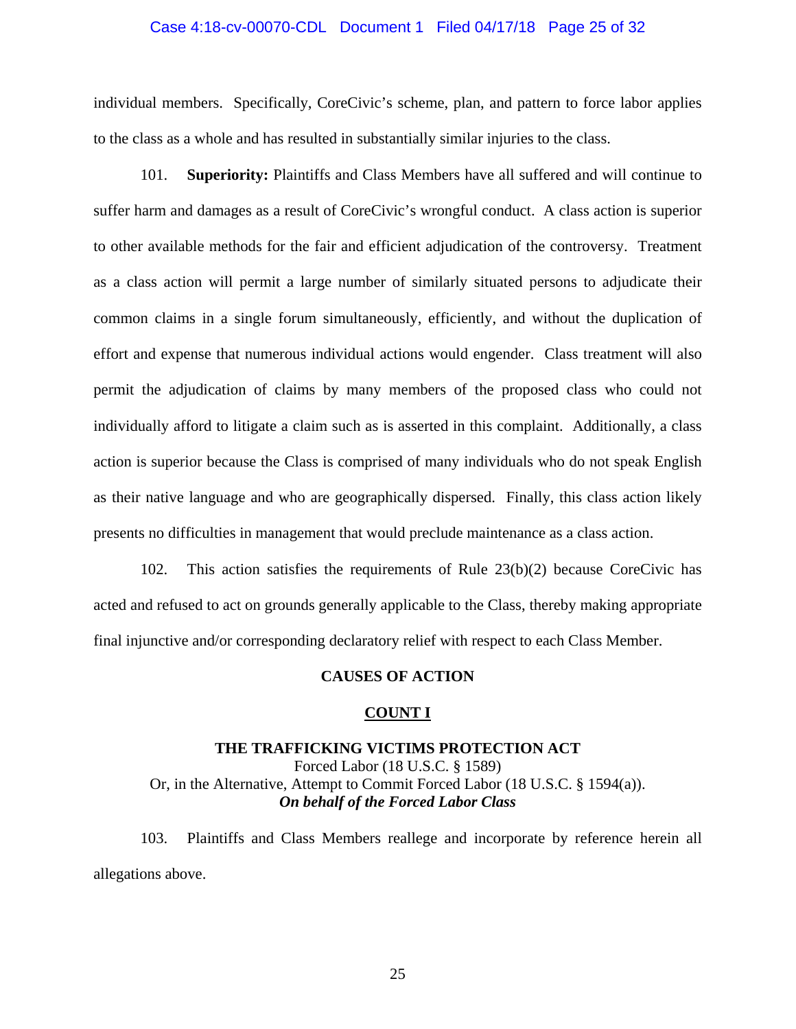individual members. Specifically, CoreCivic's scheme, plan, and pattern to force labor applies to the class as a whole and has resulted in substantially similar injuries to the class.

101. **Superiority:** Plaintiffs and Class Members have all suffered and will continue to suffer harm and damages as a result of CoreCivic's wrongful conduct. A class action is superior to other available methods for the fair and efficient adjudication of the controversy. Treatment as a class action will permit a large number of similarly situated persons to adjudicate their common claims in a single forum simultaneously, efficiently, and without the duplication of effort and expense that numerous individual actions would engender. Class treatment will also permit the adjudication of claims by many members of the proposed class who could not individually afford to litigate a claim such as is asserted in this complaint. Additionally, a class action is superior because the Class is comprised of many individuals who do not speak English as their native language and who are geographically dispersed. Finally, this class action likely presents no difficulties in management that would preclude maintenance as a class action.

102. This action satisfies the requirements of Rule 23(b)(2) because CoreCivic has acted and refused to act on grounds generally applicable to the Class, thereby making appropriate final injunctive and/or corresponding declaratory relief with respect to each Class Member.

## CAUSES OF ACTION

### COUNT I

**THE TRAFFICKING VICTIMS PROTECTION ACT**
Forced Labor (18 U.S.C. § 1589)
Or, in the Alternative, Attempt to Commit Forced Labor (18 U.S.C. § 1594(a)).
***On behalf of the Forced Labor Class***

103. Plaintiffs and Class Members reallege and incorporate by reference herein all allegations above.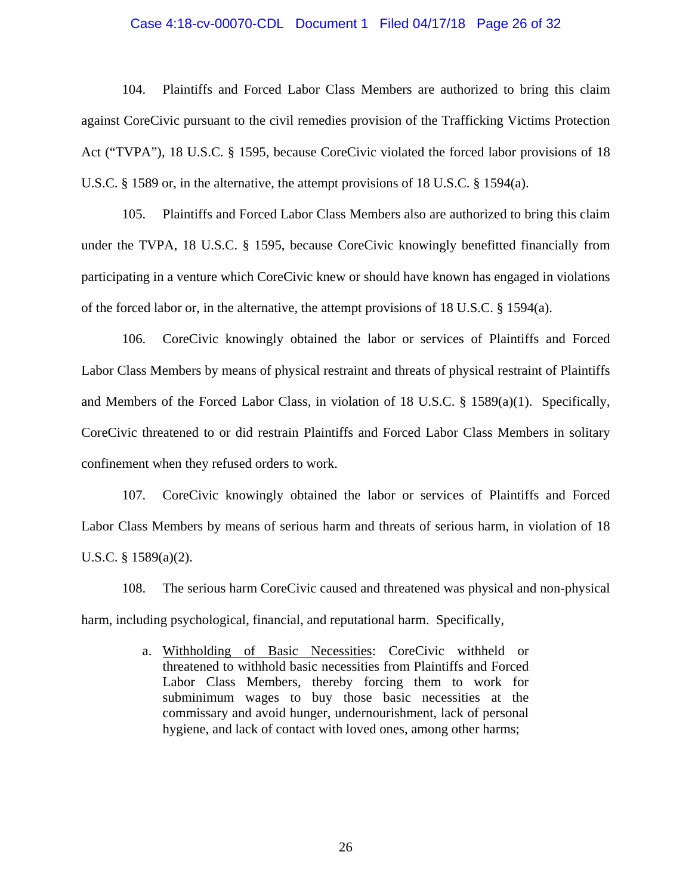104. Plaintiffs and Forced Labor Class Members are authorized to bring this claim against CoreCivic pursuant to the civil remedies provision of the Trafficking Victims Protection Act ("TVPA"), 18 U.S.C. § 1595, because CoreCivic violated the forced labor provisions of 18 U.S.C. § 1589 or, in the alternative, the attempt provisions of 18 U.S.C. § 1594(a).

105. Plaintiffs and Forced Labor Class Members also are authorized to bring this claim under the TVPA, 18 U.S.C. § 1595, because CoreCivic knowingly benefitted financially from participating in a venture which CoreCivic knew or should have known has engaged in violations of the forced labor or, in the alternative, the attempt provisions of 18 U.S.C. § 1594(a).

106. CoreCivic knowingly obtained the labor or services of Plaintiffs and Forced Labor Class Members by means of physical restraint and threats of physical restraint of Plaintiffs and Members of the Forced Labor Class, in violation of 18 U.S.C. § 1589(a)(1). Specifically, CoreCivic threatened to or did restrain Plaintiffs and Forced Labor Class Members in solitary confinement when they refused orders to work.

107. CoreCivic knowingly obtained the labor or services of Plaintiffs and Forced Labor Class Members by means of serious harm and threats of serious harm, in violation of 18 U.S.C. § 1589(a)(2).

108. The serious harm CoreCivic caused and threatened was physical and non-physical harm, including psychological, financial, and reputational harm. Specifically,

a. Withholding of Basic Necessities: CoreCivic withheld or threatened to withhold basic necessities from Plaintiffs and Forced Labor Class Members, thereby forcing them to work for subminimum wages to buy those basic necessities at the commissary and avoid hunger, undernourishment, lack of personal hygiene, and lack of contact with loved ones, among other harms;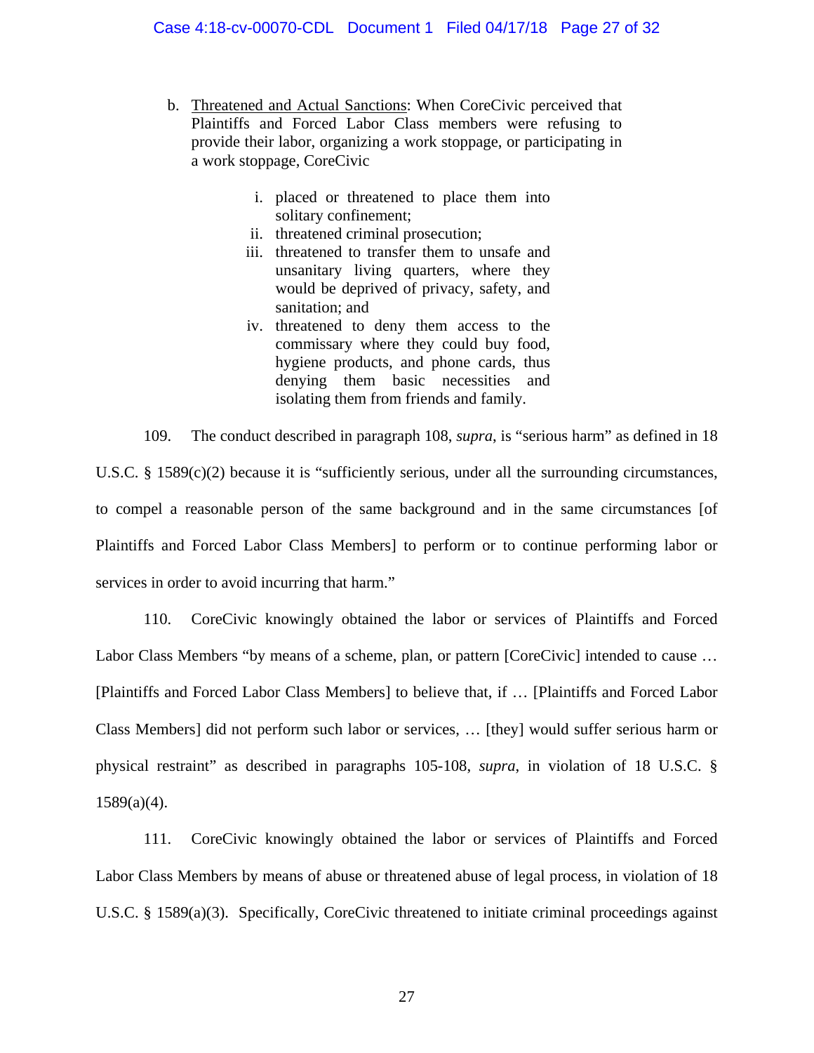b. <u>Threatened and Actual Sanctions</u>: When CoreCivic perceived that Plaintiffs and Forced Labor Class members were refusing to provide their labor, organizing a work stoppage, or participating in a work stoppage, CoreCivic

   i. placed or threatened to place them into solitary confinement;
   ii. threatened criminal prosecution;
   iii. threatened to transfer them to unsafe and unsanitary living quarters, where they would be deprived of privacy, safety, and sanitation; and
   iv. threatened to deny them access to the commissary where they could buy food, hygiene products, and phone cards, thus denying them basic necessities and isolating them from friends and family.

109. The conduct described in paragraph 108, *supra*, is "serious harm" as defined in 18 U.S.C. § 1589(c)(2) because it is "sufficiently serious, under all the surrounding circumstances, to compel a reasonable person of the same background and in the same circumstances [of Plaintiffs and Forced Labor Class Members] to perform or to continue performing labor or services in order to avoid incurring that harm."

110. CoreCivic knowingly obtained the labor or services of Plaintiffs and Forced Labor Class Members "by means of a scheme, plan, or pattern [CoreCivic] intended to cause … [Plaintiffs and Forced Labor Class Members] to believe that, if … [Plaintiffs and Forced Labor Class Members] did not perform such labor or services, … [they] would suffer serious harm or physical restraint" as described in paragraphs 105-108, *supra*, in violation of 18 U.S.C. § 1589(a)(4).

111. CoreCivic knowingly obtained the labor or services of Plaintiffs and Forced Labor Class Members by means of abuse or threatened abuse of legal process, in violation of 18 U.S.C. § 1589(a)(3). Specifically, CoreCivic threatened to initiate criminal proceedings against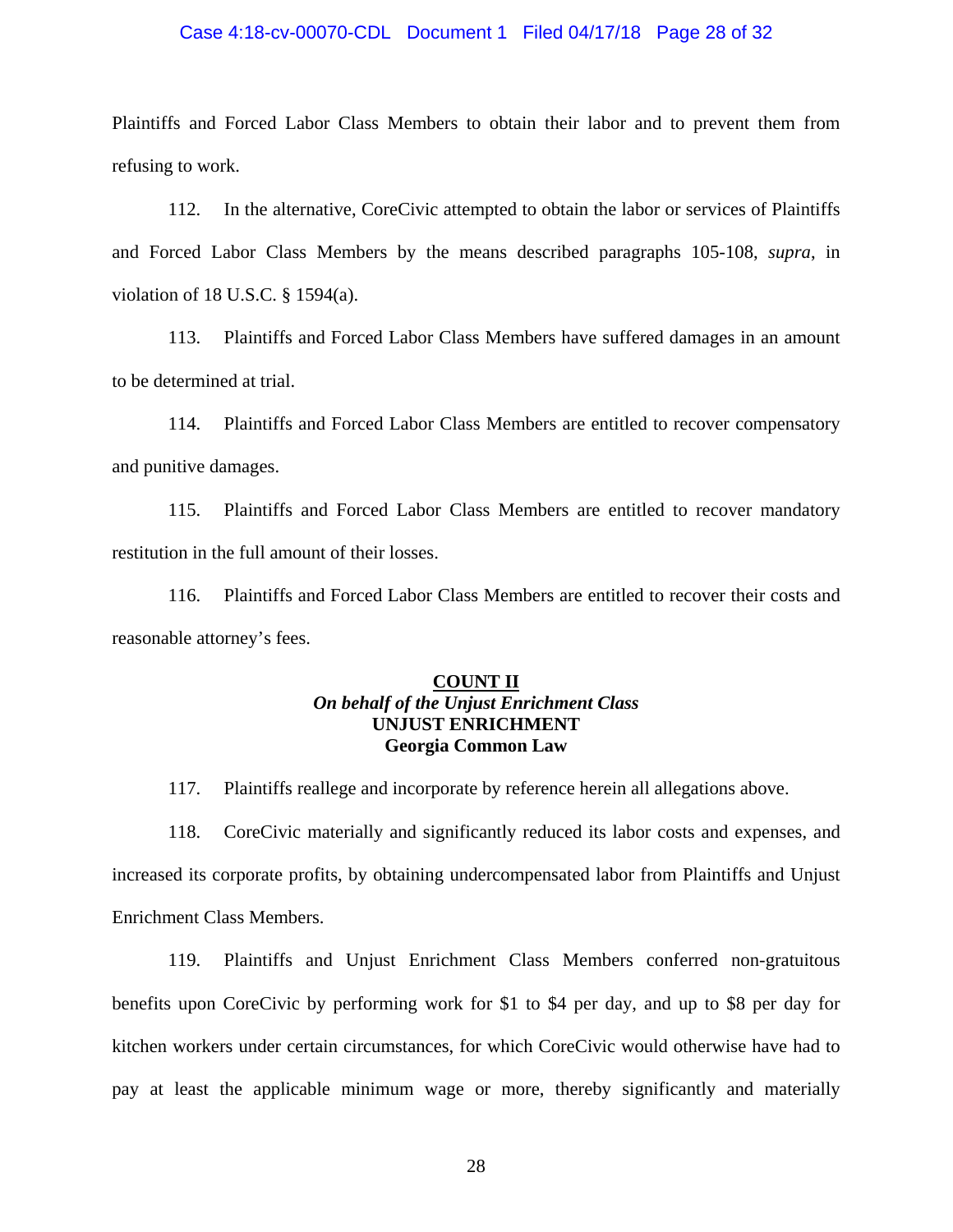Plaintiffs and Forced Labor Class Members to obtain their labor and to prevent them from refusing to work.

112. In the alternative, CoreCivic attempted to obtain the labor or services of Plaintiffs and Forced Labor Class Members by the means described paragraphs 105-108, *supra*, in violation of 18 U.S.C. § 1594(a).

113. Plaintiffs and Forced Labor Class Members have suffered damages in an amount to be determined at trial.

114. Plaintiffs and Forced Labor Class Members are entitled to recover compensatory and punitive damages.

115. Plaintiffs and Forced Labor Class Members are entitled to recover mandatory restitution in the full amount of their losses.

116. Plaintiffs and Forced Labor Class Members are entitled to recover their costs and reasonable attorney's fees.

**COUNT II**
***On behalf of the Unjust Enrichment Class***
**UNJUST ENRICHMENT**
**Georgia Common Law**

117. Plaintiffs reallege and incorporate by reference herein all allegations above.

118. CoreCivic materially and significantly reduced its labor costs and expenses, and increased its corporate profits, by obtaining undercompensated labor from Plaintiffs and Unjust Enrichment Class Members.

119. Plaintiffs and Unjust Enrichment Class Members conferred non-gratuitous benefits upon CoreCivic by performing work for $1 to $4 per day, and up to $8 per day for kitchen workers under certain circumstances, for which CoreCivic would otherwise have had to pay at least the applicable minimum wage or more, thereby significantly and materially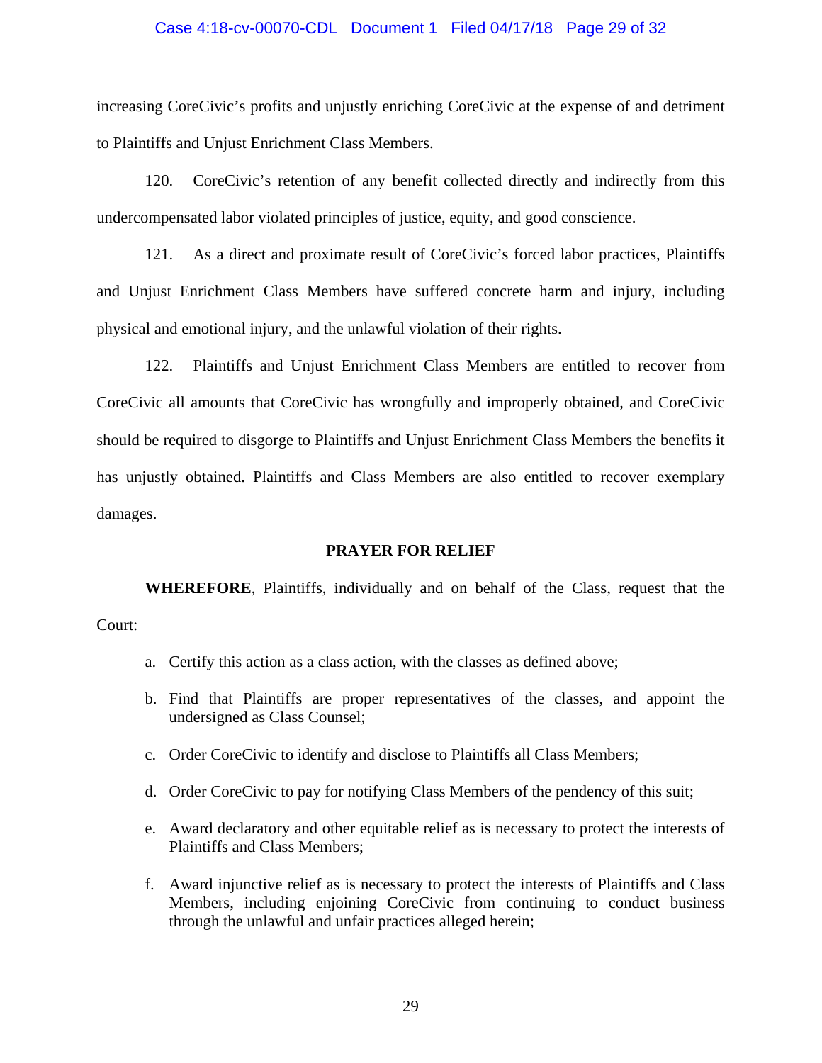increasing CoreCivic's profits and unjustly enriching CoreCivic at the expense of and detriment to Plaintiffs and Unjust Enrichment Class Members.

120. CoreCivic's retention of any benefit collected directly and indirectly from this undercompensated labor violated principles of justice, equity, and good conscience.

121. As a direct and proximate result of CoreCivic's forced labor practices, Plaintiffs and Unjust Enrichment Class Members have suffered concrete harm and injury, including physical and emotional injury, and the unlawful violation of their rights.

122. Plaintiffs and Unjust Enrichment Class Members are entitled to recover from CoreCivic all amounts that CoreCivic has wrongfully and improperly obtained, and CoreCivic should be required to disgorge to Plaintiffs and Unjust Enrichment Class Members the benefits it has unjustly obtained. Plaintiffs and Class Members are also entitled to recover exemplary damages.

## PRAYER FOR RELIEF

**WHEREFORE**, Plaintiffs, individually and on behalf of the Class, request that the Court:

a. Certify this action as a class action, with the classes as defined above;

b. Find that Plaintiffs are proper representatives of the classes, and appoint the undersigned as Class Counsel;

c. Order CoreCivic to identify and disclose to Plaintiffs all Class Members;

d. Order CoreCivic to pay for notifying Class Members of the pendency of this suit;

e. Award declaratory and other equitable relief as is necessary to protect the interests of Plaintiffs and Class Members;

f. Award injunctive relief as is necessary to protect the interests of Plaintiffs and Class Members, including enjoining CoreCivic from continuing to conduct business through the unlawful and unfair practices alleged herein;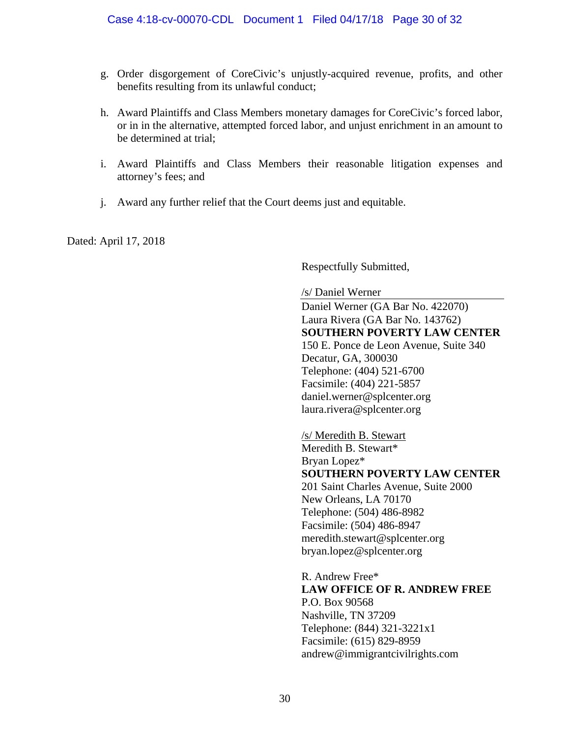g. Order disgorgement of CoreCivic's unjustly-acquired revenue, profits, and other benefits resulting from its unlawful conduct;

h. Award Plaintiffs and Class Members monetary damages for CoreCivic's forced labor, or in in the alternative, attempted forced labor, and unjust enrichment in an amount to be determined at trial;

i. Award Plaintiffs and Class Members their reasonable litigation expenses and attorney's fees; and

j. Award any further relief that the Court deems just and equitable.

Dated: April 17, 2018

Respectfully Submitted,

/s/ Daniel Werner
Daniel Werner (GA Bar No. 422070)
Laura Rivera (GA Bar No. 143762)
**SOUTHERN POVERTY LAW CENTER**
150 E. Ponce de Leon Avenue, Suite 340
Decatur, GA, 300030
Telephone: (404) 521-6700
Facsimile: (404) 221-5857
daniel.werner@splcenter.org
laura.rivera@splcenter.org

/s/ Meredith B. Stewart
Meredith B. Stewart*
Bryan Lopez*
**SOUTHERN POVERTY LAW CENTER**
201 Saint Charles Avenue, Suite 2000
New Orleans, LA 70170
Telephone: (504) 486-8982
Facsimile: (504) 486-8947
meredith.stewart@splcenter.org
bryan.lopez@splcenter.org

R. Andrew Free*
**LAW OFFICE OF R. ANDREW FREE**
P.O. Box 90568
Nashville, TN 37209
Telephone: (844) 321-3221x1
Facsimile: (615) 829-8959
andrew@immigrantcivilrights.com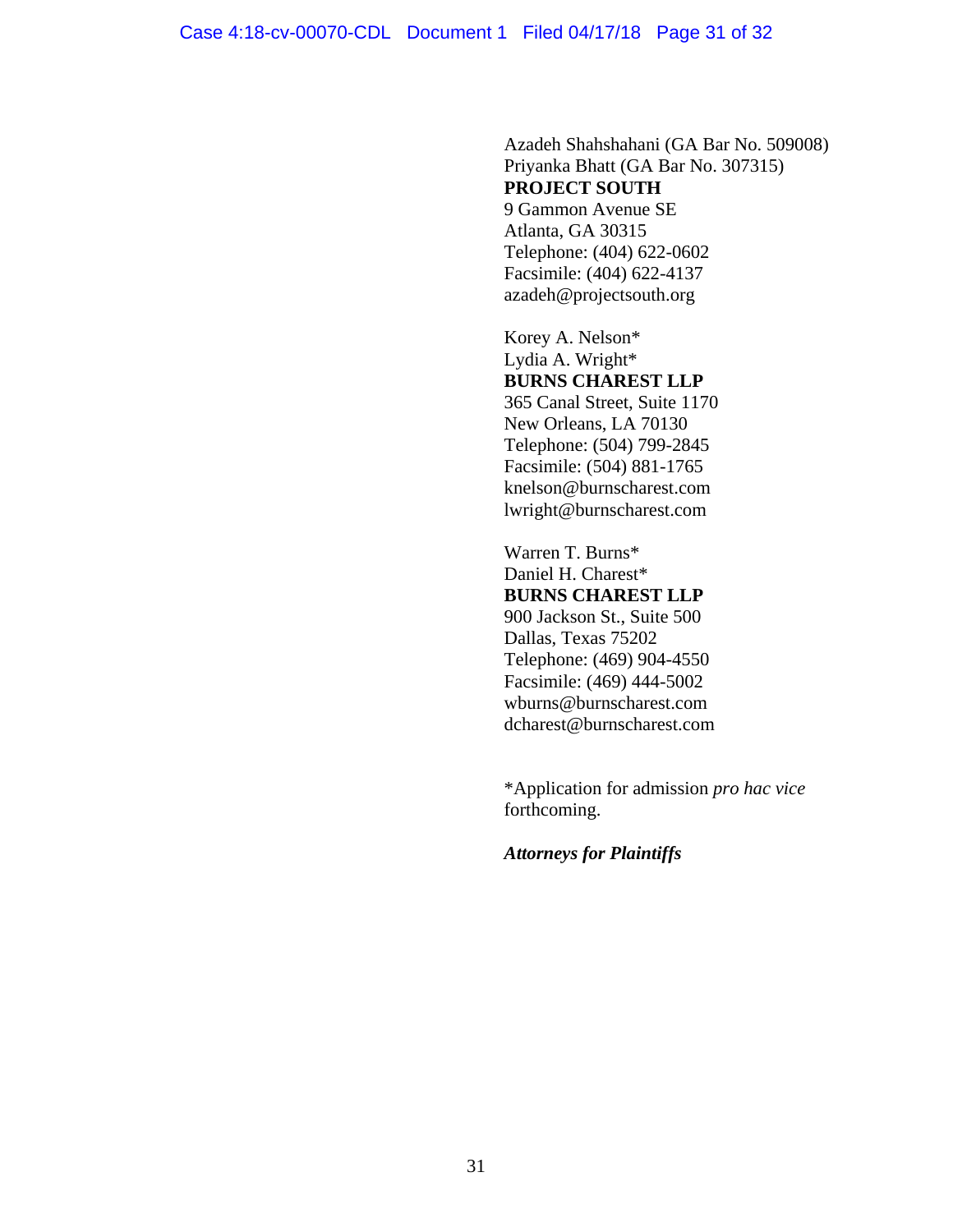Azadeh Shahshahani (GA Bar No. 509008)
Priyanka Bhatt (GA Bar No. 307315)
**PROJECT SOUTH**
9 Gammon Avenue SE
Atlanta, GA 30315
Telephone: (404) 622-0602
Facsimile: (404) 622-4137
azadeh@projectsouth.org

Korey A. Nelson*
Lydia A. Wright*
**BURNS CHAREST LLP**
365 Canal Street, Suite 1170
New Orleans, LA 70130
Telephone: (504) 799-2845
Facsimile: (504) 881-1765
knelson@burnscharest.com
lwright@burnscharest.com

Warren T. Burns*
Daniel H. Charest*
**BURNS CHAREST LLP**
900 Jackson St., Suite 500
Dallas, Texas 75202
Telephone: (469) 904-4550
Facsimile: (469) 444-5002
wburns@burnscharest.com
dcharest@burnscharest.com

*Application for admission *pro hac vice* forthcoming.

***Attorneys for Plaintiffs***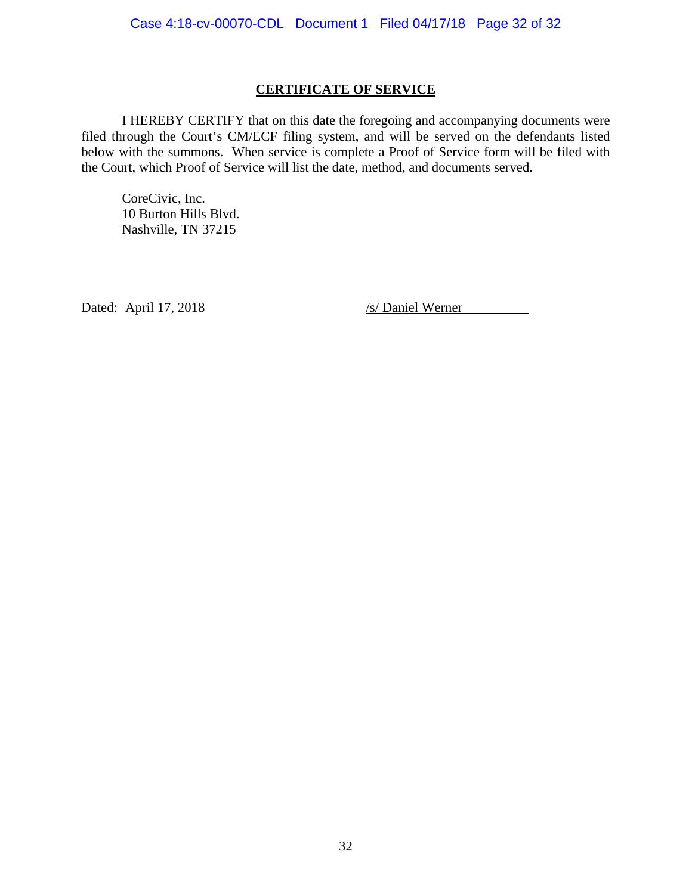## CERTIFICATE OF SERVICE

I HEREBY CERTIFY that on this date the foregoing and accompanying documents were filed through the Court's CM/ECF filing system, and will be served on the defendants listed below with the summons. When service is complete a Proof of Service form will be filed with the Court, which Proof of Service will list the date, method, and documents served.

CoreCivic, Inc.
10 Burton Hills Blvd.
Nashville, TN 37215

Dated: April 17, 2018

/s/ Daniel Werner